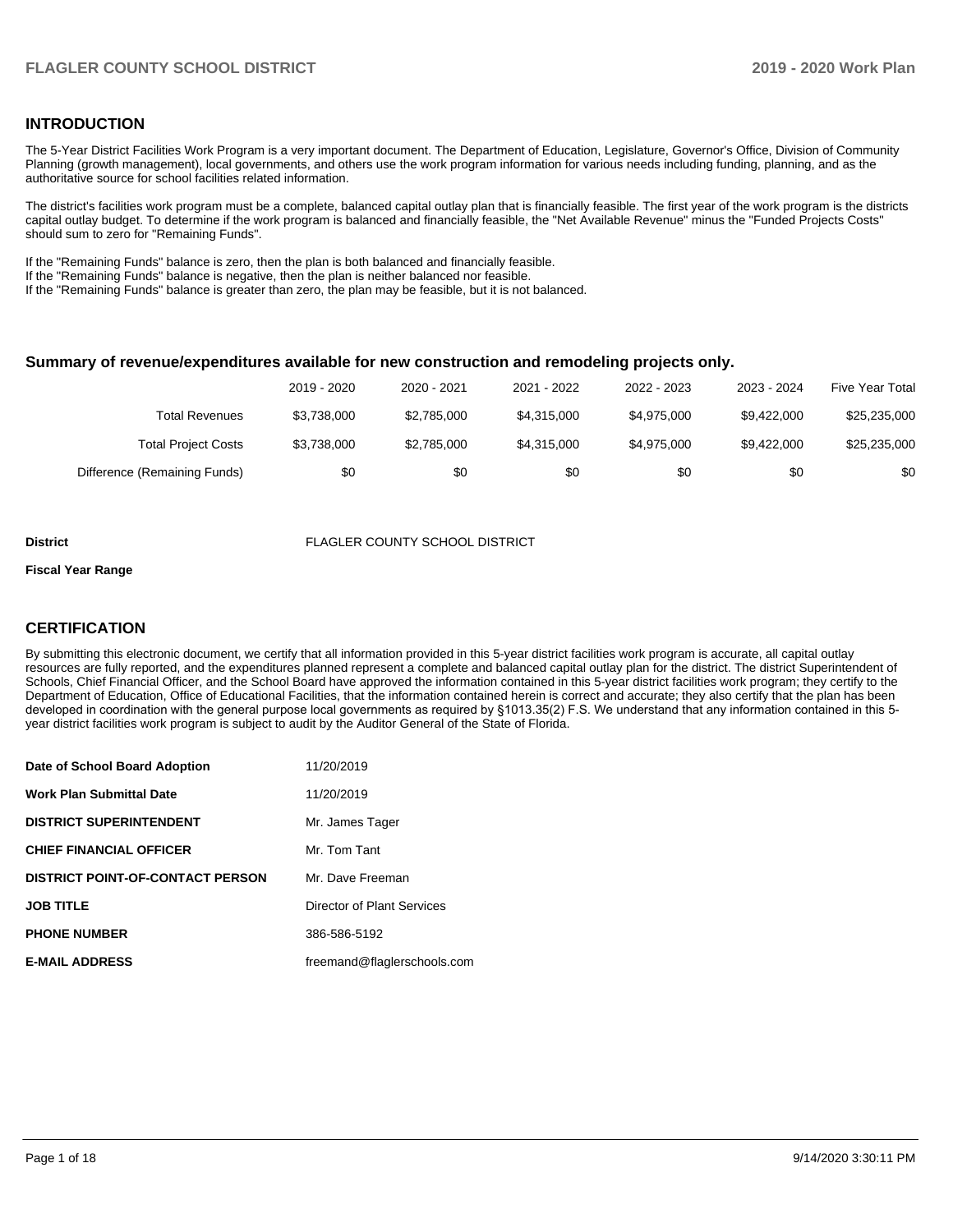## INTRODUCTION

The 5-Year District Facilities Work Program is a very important document. The Department of Education, Legislature, Governor's Office, Division of Community Planning (growth management), local governments, and others use the work program information for various needs including funding, planning, and as the authoritative source for school facilities related information.

The district's facilities work program must be a complete, balanced capital outlay plan that is financially feasible. The first year of the work program is the districts capital outlay budget. To determine if the work program is balanced and financially feasible, the "Net Available Revenue" minus the "Funded Projects Costs" should sum to zero for "Remaining Funds".

If the "Remaining Funds" balance is zero, then the plan is both balanced and financially feasible.
If the "Remaining Funds" balance is negative, then the plan is neither balanced nor feasible.
If the "Remaining Funds" balance is greater than zero, the plan may be feasible, but it is not balanced.

### Summary of revenue/expenditures available for new construction and remodeling projects only.

| | 2019 - 2020 | 2020 - 2021 | 2021 - 2022 | 2022 - 2023 | 2023 - 2024 | Five Year Total |
|---|---|---|---|---|---|---|
| Total Revenues | $3,738,000 | $2,785,000 | $4,315,000 | $4,975,000 | $9,422,000 | $25,235,000 |
| Total Project Costs | $3,738,000 | $2,785,000 | $4,315,000 | $4,975,000 | $9,422,000 | $25,235,000 |
| Difference (Remaining Funds) | $0 | $0 | $0 | $0 | $0 | $0 |

**District** FLAGLER COUNTY SCHOOL DISTRICT

**Fiscal Year Range**

## CERTIFICATION

By submitting this electronic document, we certify that all information provided in this 5-year district facilities work program is accurate, all capital outlay resources are fully reported, and the expenditures planned represent a complete and balanced capital outlay plan for the district. The district Superintendent of Schools, Chief Financial Officer, and the School Board have approved the information contained in this 5-year district facilities work program; they certify to the Department of Education, Office of Educational Facilities, that the information contained herein is correct and accurate; they also certify that the plan has been developed in coordination with the general purpose local governments as required by §1013.35(2) F.S. We understand that any information contained in this 5-year district facilities work program is subject to audit by the Auditor General of the State of Florida.

| | |
|---|---|
| **Date of School Board Adoption** | 11/20/2019 |
| **Work Plan Submittal Date** | 11/20/2019 |
| **DISTRICT SUPERINTENDENT** | Mr. James Tager |
| **CHIEF FINANCIAL OFFICER** | Mr. Tom Tant |
| **DISTRICT POINT-OF-CONTACT PERSON** | Mr. Dave Freeman |
| **JOB TITLE** | Director of Plant Services |
| **PHONE NUMBER** | 386-586-5192 |
| **E-MAIL ADDRESS** | freemand@flaglerschools.com |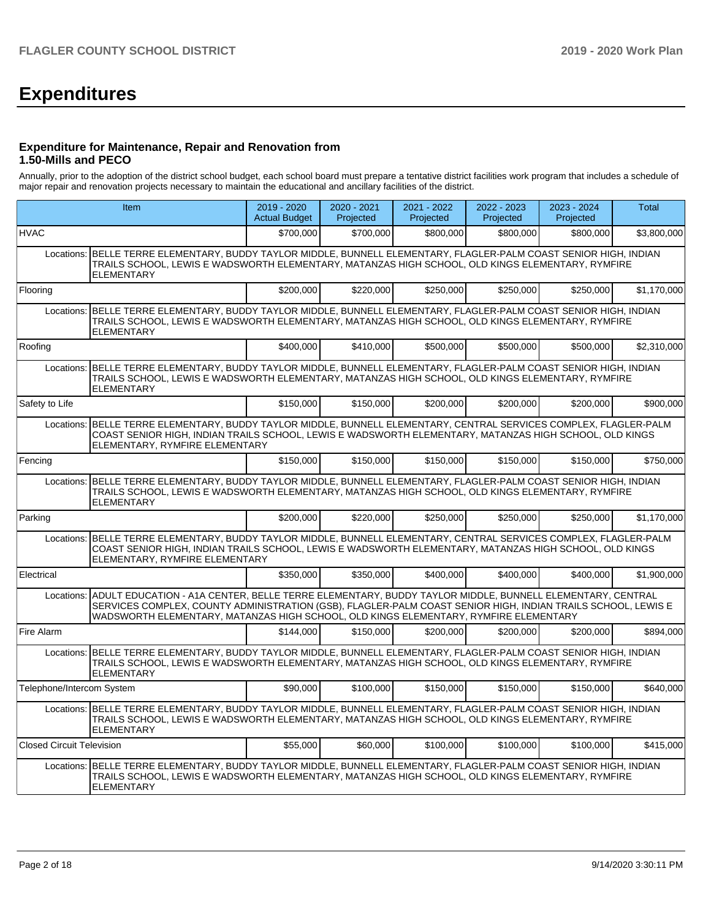# Expenditures

### Expenditure for Maintenance, Repair and Renovation from 1.50-Mills and PECO

Annually, prior to the adoption of the district school budget, each school board must prepare a tentative district facilities work program that includes a schedule of major repair and renovation projects necessary to maintain the educational and ancillary facilities of the district.

| Item | | 2019 - 2020 Actual Budget | 2020 - 2021 Projected | 2021 - 2022 Projected | 2022 - 2023 Projected | 2023 - 2024 Projected | Total |
|---|---|---|---|---|---|---|---|
| HVAC | | $700,000 | $700,000 | $800,000 | $800,000 | $800,000 | $3,800,000 |
| Locations: | BELLE TERRE ELEMENTARY, BUDDY TAYLOR MIDDLE, BUNNELL ELEMENTARY, FLAGLER-PALM COAST SENIOR HIGH, INDIAN TRAILS SCHOOL, LEWIS E WADSWORTH ELEMENTARY, MATANZAS HIGH SCHOOL, OLD KINGS ELEMENTARY, RYMFIRE ELEMENTARY | | | | | | |
| Flooring | | $200,000 | $220,000 | $250,000 | $250,000 | $250,000 | $1,170,000 |
| Locations: | BELLE TERRE ELEMENTARY, BUDDY TAYLOR MIDDLE, BUNNELL ELEMENTARY, FLAGLER-PALM COAST SENIOR HIGH, INDIAN TRAILS SCHOOL, LEWIS E WADSWORTH ELEMENTARY, MATANZAS HIGH SCHOOL, OLD KINGS ELEMENTARY, RYMFIRE ELEMENTARY | | | | | | |
| Roofing | | $400,000 | $410,000 | $500,000 | $500,000 | $500,000 | $2,310,000 |
| Locations: | BELLE TERRE ELEMENTARY, BUDDY TAYLOR MIDDLE, BUNNELL ELEMENTARY, FLAGLER-PALM COAST SENIOR HIGH, INDIAN TRAILS SCHOOL, LEWIS E WADSWORTH ELEMENTARY, MATANZAS HIGH SCHOOL, OLD KINGS ELEMENTARY, RYMFIRE ELEMENTARY | | | | | | |
| Safety to Life | | $150,000 | $150,000 | $200,000 | $200,000 | $200,000 | $900,000 |
| Locations: | BELLE TERRE ELEMENTARY, BUDDY TAYLOR MIDDLE, BUNNELL ELEMENTARY, CENTRAL SERVICES COMPLEX, FLAGLER-PALM COAST SENIOR HIGH, INDIAN TRAILS SCHOOL, LEWIS E WADSWORTH ELEMENTARY, MATANZAS HIGH SCHOOL, OLD KINGS ELEMENTARY, RYMFIRE ELEMENTARY | | | | | | |
| Fencing | | $150,000 | $150,000 | $150,000 | $150,000 | $150,000 | $750,000 |
| Locations: | BELLE TERRE ELEMENTARY, BUDDY TAYLOR MIDDLE, BUNNELL ELEMENTARY, FLAGLER-PALM COAST SENIOR HIGH, INDIAN TRAILS SCHOOL, LEWIS E WADSWORTH ELEMENTARY, MATANZAS HIGH SCHOOL, OLD KINGS ELEMENTARY, RYMFIRE ELEMENTARY | | | | | | |
| Parking | | $200,000 | $220,000 | $250,000 | $250,000 | $250,000 | $1,170,000 |
| Locations: | BELLE TERRE ELEMENTARY, BUDDY TAYLOR MIDDLE, BUNNELL ELEMENTARY, CENTRAL SERVICES COMPLEX, FLAGLER-PALM COAST SENIOR HIGH, INDIAN TRAILS SCHOOL, LEWIS E WADSWORTH ELEMENTARY, MATANZAS HIGH SCHOOL, OLD KINGS ELEMENTARY, RYMFIRE ELEMENTARY | | | | | | |
| Electrical | | $350,000 | $350,000 | $400,000 | $400,000 | $400,000 | $1,900,000 |
| Locations: | ADULT EDUCATION - A1A CENTER, BELLE TERRE ELEMENTARY, BUDDY TAYLOR MIDDLE, BUNNELL ELEMENTARY, CENTRAL SERVICES COMPLEX, COUNTY ADMINISTRATION (GSB), FLAGLER-PALM COAST SENIOR HIGH, INDIAN TRAILS SCHOOL, LEWIS E WADSWORTH ELEMENTARY, MATANZAS HIGH SCHOOL, OLD KINGS ELEMENTARY, RYMFIRE ELEMENTARY | | | | | | |
| Fire Alarm | | $144,000 | $150,000 | $200,000 | $200,000 | $200,000 | $894,000 |
| Locations: | BELLE TERRE ELEMENTARY, BUDDY TAYLOR MIDDLE, BUNNELL ELEMENTARY, FLAGLER-PALM COAST SENIOR HIGH, INDIAN TRAILS SCHOOL, LEWIS E WADSWORTH ELEMENTARY, MATANZAS HIGH SCHOOL, OLD KINGS ELEMENTARY, RYMFIRE ELEMENTARY | | | | | | |
| Telephone/Intercom System | | $90,000 | $100,000 | $150,000 | $150,000 | $150,000 | $640,000 |
| Locations: | BELLE TERRE ELEMENTARY, BUDDY TAYLOR MIDDLE, BUNNELL ELEMENTARY, FLAGLER-PALM COAST SENIOR HIGH, INDIAN TRAILS SCHOOL, LEWIS E WADSWORTH ELEMENTARY, MATANZAS HIGH SCHOOL, OLD KINGS ELEMENTARY, RYMFIRE ELEMENTARY | | | | | | |
| Closed Circuit Television | | $55,000 | $60,000 | $100,000 | $100,000 | $100,000 | $415,000 |
| Locations: | BELLE TERRE ELEMENTARY, BUDDY TAYLOR MIDDLE, BUNNELL ELEMENTARY, FLAGLER-PALM COAST SENIOR HIGH, INDIAN TRAILS SCHOOL, LEWIS E WADSWORTH ELEMENTARY, MATANZAS HIGH SCHOOL, OLD KINGS ELEMENTARY, RYMFIRE ELEMENTARY | | | | | | |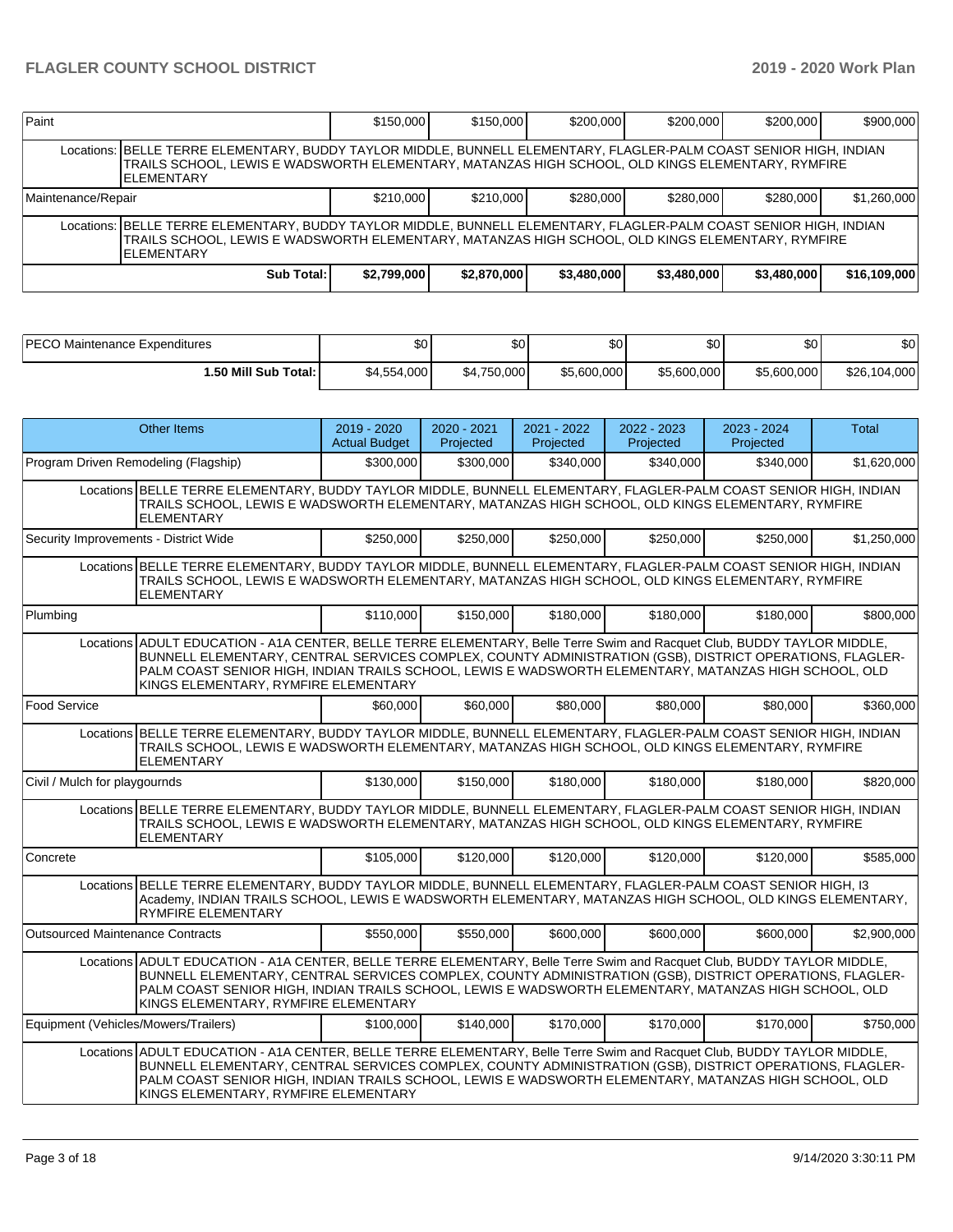| Paint | | $150,000 | $150,000 | $200,000 | $200,000 | $200,000 | $900,000 |
|---|---|---|---|---|---|---|---|
| Locations: | BELLE TERRE ELEMENTARY, BUDDY TAYLOR MIDDLE, BUNNELL ELEMENTARY, FLAGLER-PALM COAST SENIOR HIGH, INDIAN TRAILS SCHOOL, LEWIS E WADSWORTH ELEMENTARY, MATANZAS HIGH SCHOOL, OLD KINGS ELEMENTARY, RYMFIRE ELEMENTARY | | | | | | |
| Maintenance/Repair | | $210,000 | $210,000 | $280,000 | $280,000 | $280,000 | $1,260,000 |
| Locations: | BELLE TERRE ELEMENTARY, BUDDY TAYLOR MIDDLE, BUNNELL ELEMENTARY, FLAGLER-PALM COAST SENIOR HIGH, INDIAN TRAILS SCHOOL, LEWIS E WADSWORTH ELEMENTARY, MATANZAS HIGH SCHOOL, OLD KINGS ELEMENTARY, RYMFIRE ELEMENTARY | | | | | | |
| | **Sub Total:** | **$2,799,000** | **$2,870,000** | **$3,480,000** | **$3,480,000** | **$3,480,000** | **$16,109,000** |

| PECO Maintenance Expenditures | $0 | $0 | $0 | $0 | $0 | $0 |
|---|---|---|---|---|---|---|
| **1.50 Mill Sub Total:** | $4,554,000 | $4,750,000 | $5,600,000 | $5,600,000 | $5,600,000 | $26,104,000 |

| Other Items | | 2019 - 2020 Actual Budget | 2020 - 2021 Projected | 2021 - 2022 Projected | 2022 - 2023 Projected | 2023 - 2024 Projected | Total |
|---|---|---|---|---|---|---|---|
| Program Driven Remodeling (Flagship) | | $300,000 | $300,000 | $340,000 | $340,000 | $340,000 | $1,620,000 |
| Locations | BELLE TERRE ELEMENTARY, BUDDY TAYLOR MIDDLE, BUNNELL ELEMENTARY, FLAGLER-PALM COAST SENIOR HIGH, INDIAN TRAILS SCHOOL, LEWIS E WADSWORTH ELEMENTARY, MATANZAS HIGH SCHOOL, OLD KINGS ELEMENTARY, RYMFIRE ELEMENTARY | | | | | | |
| Security Improvements - District Wide | | $250,000 | $250,000 | $250,000 | $250,000 | $250,000 | $1,250,000 |
| Locations | BELLE TERRE ELEMENTARY, BUDDY TAYLOR MIDDLE, BUNNELL ELEMENTARY, FLAGLER-PALM COAST SENIOR HIGH, INDIAN TRAILS SCHOOL, LEWIS E WADSWORTH ELEMENTARY, MATANZAS HIGH SCHOOL, OLD KINGS ELEMENTARY, RYMFIRE ELEMENTARY | | | | | | |
| Plumbing | | $110,000 | $150,000 | $180,000 | $180,000 | $180,000 | $800,000 |
| Locations | ADULT EDUCATION - A1A CENTER, BELLE TERRE ELEMENTARY, Belle Terre Swim and Racquet Club, BUDDY TAYLOR MIDDLE, BUNNELL ELEMENTARY, CENTRAL SERVICES COMPLEX, COUNTY ADMINISTRATION (GSB), DISTRICT OPERATIONS, FLAGLER-PALM COAST SENIOR HIGH, INDIAN TRAILS SCHOOL, LEWIS E WADSWORTH ELEMENTARY, MATANZAS HIGH SCHOOL, OLD KINGS ELEMENTARY, RYMFIRE ELEMENTARY | | | | | | |
| Food Service | | $60,000 | $60,000 | $80,000 | $80,000 | $80,000 | $360,000 |
| Locations | BELLE TERRE ELEMENTARY, BUDDY TAYLOR MIDDLE, BUNNELL ELEMENTARY, FLAGLER-PALM COAST SENIOR HIGH, INDIAN TRAILS SCHOOL, LEWIS E WADSWORTH ELEMENTARY, MATANZAS HIGH SCHOOL, OLD KINGS ELEMENTARY, RYMFIRE ELEMENTARY | | | | | | |
| Civil / Mulch for playgournds | | $130,000 | $150,000 | $180,000 | $180,000 | $180,000 | $820,000 |
| Locations | BELLE TERRE ELEMENTARY, BUDDY TAYLOR MIDDLE, BUNNELL ELEMENTARY, FLAGLER-PALM COAST SENIOR HIGH, INDIAN TRAILS SCHOOL, LEWIS E WADSWORTH ELEMENTARY, MATANZAS HIGH SCHOOL, OLD KINGS ELEMENTARY, RYMFIRE ELEMENTARY | | | | | | |
| Concrete | | $105,000 | $120,000 | $120,000 | $120,000 | $120,000 | $585,000 |
| Locations | BELLE TERRE ELEMENTARY, BUDDY TAYLOR MIDDLE, BUNNELL ELEMENTARY, FLAGLER-PALM COAST SENIOR HIGH, I3 Academy, INDIAN TRAILS SCHOOL, LEWIS E WADSWORTH ELEMENTARY, MATANZAS HIGH SCHOOL, OLD KINGS ELEMENTARY, RYMFIRE ELEMENTARY | | | | | | |
| Outsourced Maintenance Contracts | | $550,000 | $550,000 | $600,000 | $600,000 | $600,000 | $2,900,000 |
| Locations | ADULT EDUCATION - A1A CENTER, BELLE TERRE ELEMENTARY, Belle Terre Swim and Racquet Club, BUDDY TAYLOR MIDDLE, BUNNELL ELEMENTARY, CENTRAL SERVICES COMPLEX, COUNTY ADMINISTRATION (GSB), DISTRICT OPERATIONS, FLAGLER-PALM COAST SENIOR HIGH, INDIAN TRAILS SCHOOL, LEWIS E WADSWORTH ELEMENTARY, MATANZAS HIGH SCHOOL, OLD KINGS ELEMENTARY, RYMFIRE ELEMENTARY | | | | | | |
| Equipment (Vehicles/Mowers/Trailers) | | $100,000 | $140,000 | $170,000 | $170,000 | $170,000 | $750,000 |
| Locations | ADULT EDUCATION - A1A CENTER, BELLE TERRE ELEMENTARY, Belle Terre Swim and Racquet Club, BUDDY TAYLOR MIDDLE, BUNNELL ELEMENTARY, CENTRAL SERVICES COMPLEX, COUNTY ADMINISTRATION (GSB), DISTRICT OPERATIONS, FLAGLER-PALM COAST SENIOR HIGH, INDIAN TRAILS SCHOOL, LEWIS E WADSWORTH ELEMENTARY, MATANZAS HIGH SCHOOL, OLD KINGS ELEMENTARY, RYMFIRE ELEMENTARY | | | | | | |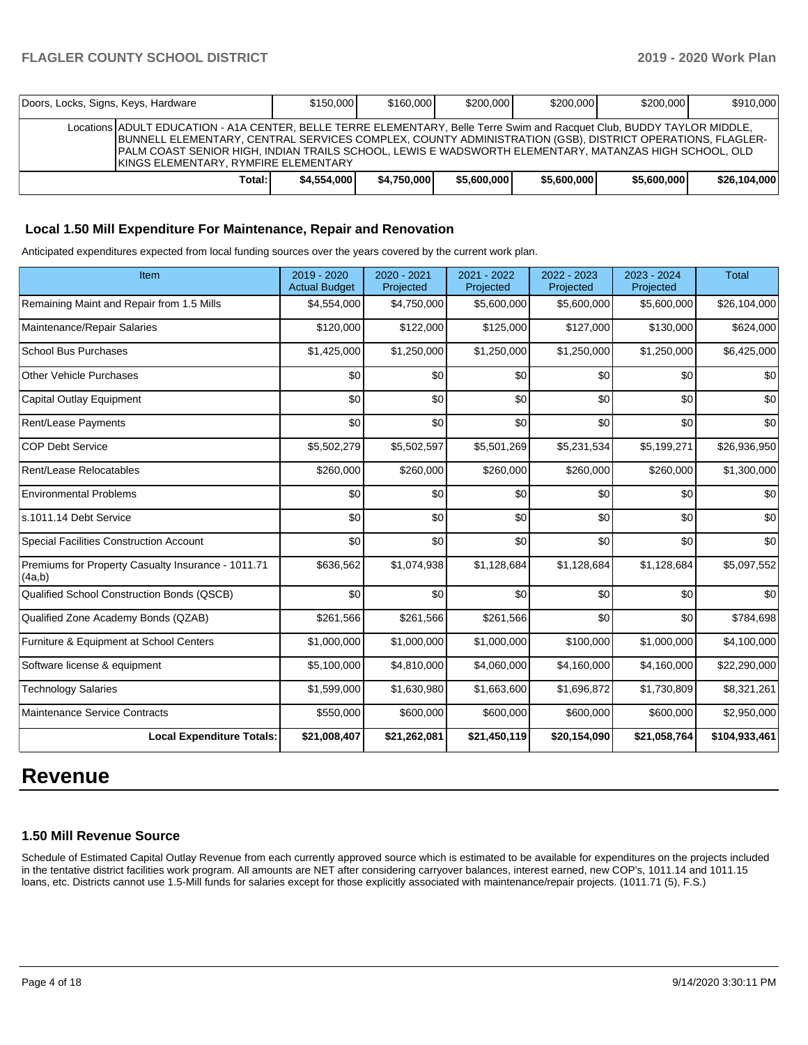| Doors, Locks, Signs, Keys, Hardware | | $150,000 | $160,000 | $200,000 | $200,000 | $200,000 | $910,000 |
|---|---|---|---|---|---|---|---|
| | Locations | ADULT EDUCATION - A1A CENTER, BELLE TERRE ELEMENTARY, Belle Terre Swim and Racquet Club, BUDDY TAYLOR MIDDLE, BUNNELL ELEMENTARY, CENTRAL SERVICES COMPLEX, COUNTY ADMINISTRATION (GSB), DISTRICT OPERATIONS, FLAGLER-PALM COAST SENIOR HIGH, INDIAN TRAILS SCHOOL, LEWIS E WADSWORTH ELEMENTARY, MATANZAS HIGH SCHOOL, OLD KINGS ELEMENTARY, RYMFIRE ELEMENTARY | | | | | |
| | Total: | $4,554,000 | $4,750,000 | $5,600,000 | $5,600,000 | $5,600,000 | $26,104,000 |

### Local 1.50 Mill Expenditure For Maintenance, Repair and Renovation

Anticipated expenditures expected from local funding sources over the years covered by the current work plan.

| Item | 2019 - 2020 Actual Budget | 2020 - 2021 Projected | 2021 - 2022 Projected | 2022 - 2023 Projected | 2023 - 2024 Projected | Total |
|---|---|---|---|---|---|---|
| Remaining Maint and Repair from 1.5 Mills | $4,554,000 | $4,750,000 | $5,600,000 | $5,600,000 | $5,600,000 | $26,104,000 |
| Maintenance/Repair Salaries | $120,000 | $122,000 | $125,000 | $127,000 | $130,000 | $624,000 |
| School Bus Purchases | $1,425,000 | $1,250,000 | $1,250,000 | $1,250,000 | $1,250,000 | $6,425,000 |
| Other Vehicle Purchases | $0 | $0 | $0 | $0 | $0 | $0 |
| Capital Outlay Equipment | $0 | $0 | $0 | $0 | $0 | $0 |
| Rent/Lease Payments | $0 | $0 | $0 | $0 | $0 | $0 |
| COP Debt Service | $5,502,279 | $5,502,597 | $5,501,269 | $5,231,534 | $5,199,271 | $26,936,950 |
| Rent/Lease Relocatables | $260,000 | $260,000 | $260,000 | $260,000 | $260,000 | $1,300,000 |
| Environmental Problems | $0 | $0 | $0 | $0 | $0 | $0 |
| s.1011.14 Debt Service | $0 | $0 | $0 | $0 | $0 | $0 |
| Special Facilities Construction Account | $0 | $0 | $0 | $0 | $0 | $0 |
| Premiums for Property Casualty Insurance - 1011.71 (4a,b) | $636,562 | $1,074,938 | $1,128,684 | $1,128,684 | $1,128,684 | $5,097,552 |
| Qualified School Construction Bonds (QSCB) | $0 | $0 | $0 | $0 | $0 | $0 |
| Qualified Zone Academy Bonds (QZAB) | $261,566 | $261,566 | $261,566 | $0 | $0 | $784,698 |
| Furniture & Equipment at School Centers | $1,000,000 | $1,000,000 | $1,000,000 | $100,000 | $1,000,000 | $4,100,000 |
| Software license & equipment | $5,100,000 | $4,810,000 | $4,060,000 | $4,160,000 | $4,160,000 | $22,290,000 |
| Technology Salaries | $1,599,000 | $1,630,980 | $1,663,600 | $1,696,872 | $1,730,809 | $8,321,261 |
| Maintenance Service Contracts | $550,000 | $600,000 | $600,000 | $600,000 | $600,000 | $2,950,000 |
| **Local Expenditure Totals:** | **$21,008,407** | **$21,262,081** | **$21,450,119** | **$20,154,090** | **$21,058,764** | **$104,933,461** |

# Revenue

### 1.50 Mill Revenue Source

Schedule of Estimated Capital Outlay Revenue from each currently approved source which is estimated to be available for expenditures on the projects included in the tentative district facilities work program. All amounts are NET after considering carryover balances, interest earned, new COP's, 1011.14 and 1011.15 loans, etc. Districts cannot use 1.5-Mill funds for salaries except for those explicitly associated with maintenance/repair projects. (1011.71 (5), F.S.)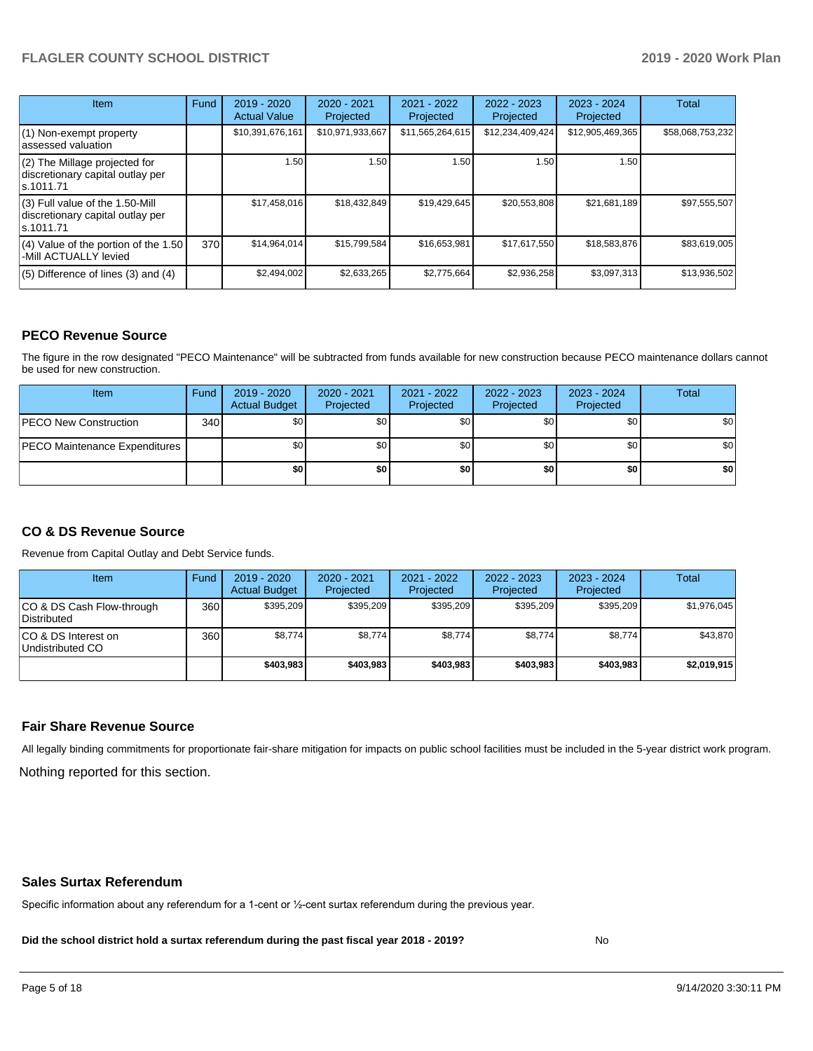| Item | Fund | 2019 - 2020 Actual Value | 2020 - 2021 Projected | 2021 - 2022 Projected | 2022 - 2023 Projected | 2023 - 2024 Projected | Total |
|---|---|---|---|---|---|---|---|
| (1) Non-exempt property assessed valuation | | $10,391,676,161 | $10,971,933,667 | $11,565,264,615 | $12,234,409,424 | $12,905,469,365 | $58,068,753,232 |
| (2) The Millage projected for discretionary capital outlay per s.1011.71 | | 1.50 | 1.50 | 1.50 | 1.50 | 1.50 | |
| (3) Full value of the 1.50-Mill discretionary capital outlay per s.1011.71 | | $17,458,016 | $18,432,849 | $19,429,645 | $20,553,808 | $21,681,189 | $97,555,507 |
| (4) Value of the portion of the 1.50 -Mill ACTUALLY levied | 370 | $14,964,014 | $15,799,584 | $16,653,981 | $17,617,550 | $18,583,876 | $83,619,005 |
| (5) Difference of lines (3) and (4) | | $2,494,002 | $2,633,265 | $2,775,664 | $2,936,258 | $3,097,313 | $13,936,502 |

## PECO Revenue Source

The figure in the row designated "PECO Maintenance" will be subtracted from funds available for new construction because PECO maintenance dollars cannot be used for new construction.

| Item | Fund | 2019 - 2020 Actual Budget | 2020 - 2021 Projected | 2021 - 2022 Projected | 2022 - 2023 Projected | 2023 - 2024 Projected | Total |
|---|---|---|---|---|---|---|---|
| PECO New Construction | 340 | $0 | $0 | $0 | $0 | $0 | $0 |
| PECO Maintenance Expenditures | | $0 | $0 | $0 | $0 | $0 | $0 |
| | | **$0** | **$0** | **$0** | **$0** | **$0** | **$0** |

## CO & DS Revenue Source

Revenue from Capital Outlay and Debt Service funds.

| Item | Fund | 2019 - 2020 Actual Budget | 2020 - 2021 Projected | 2021 - 2022 Projected | 2022 - 2023 Projected | 2023 - 2024 Projected | Total |
|---|---|---|---|---|---|---|---|
| CO & DS Cash Flow-through Distributed | 360 | $395,209 | $395,209 | $395,209 | $395,209 | $395,209 | $1,976,045 |
| CO & DS Interest on Undistributed CO | 360 | $8,774 | $8,774 | $8,774 | $8,774 | $8,774 | $43,870 |
| | | **$403,983** | **$403,983** | **$403,983** | **$403,983** | **$403,983** | **$2,019,915** |

## Fair Share Revenue Source

All legally binding commitments for proportionate fair-share mitigation for impacts on public school facilities must be included in the 5-year district work program.

Nothing reported for this section.

## Sales Surtax Referendum

Specific information about any referendum for a 1-cent or ½-cent surtax referendum during the previous year.

**Did the school district hold a surtax referendum during the past fiscal year 2018 - 2019?** No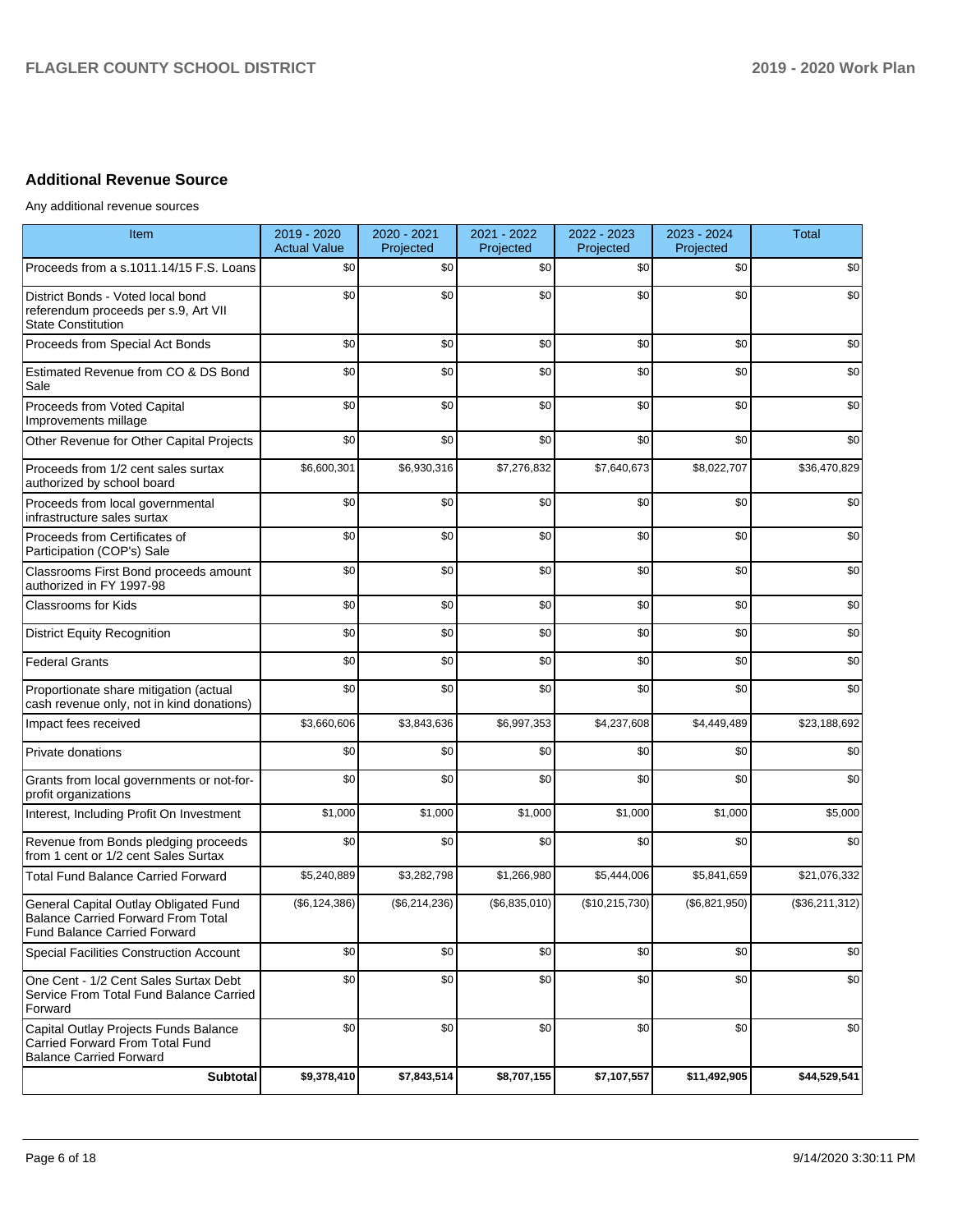## Additional Revenue Source

Any additional revenue sources

| Item | 2019 - 2020 Actual Value | 2020 - 2021 Projected | 2021 - 2022 Projected | 2022 - 2023 Projected | 2023 - 2024 Projected | Total |
|---|---|---|---|---|---|---|
| Proceeds from a s.1011.14/15 F.S. Loans | $0 | $0 | $0 | $0 | $0 | $0 |
| District Bonds - Voted local bond referendum proceeds per s.9, Art VII State Constitution | $0 | $0 | $0 | $0 | $0 | $0 |
| Proceeds from Special Act Bonds | $0 | $0 | $0 | $0 | $0 | $0 |
| Estimated Revenue from CO & DS Bond Sale | $0 | $0 | $0 | $0 | $0 | $0 |
| Proceeds from Voted Capital Improvements millage | $0 | $0 | $0 | $0 | $0 | $0 |
| Other Revenue for Other Capital Projects | $0 | $0 | $0 | $0 | $0 | $0 |
| Proceeds from 1/2 cent sales surtax authorized by school board | $6,600,301 | $6,930,316 | $7,276,832 | $7,640,673 | $8,022,707 | $36,470,829 |
| Proceeds from local governmental infrastructure sales surtax | $0 | $0 | $0 | $0 | $0 | $0 |
| Proceeds from Certificates of Participation (COP's) Sale | $0 | $0 | $0 | $0 | $0 | $0 |
| Classrooms First Bond proceeds amount authorized in FY 1997-98 | $0 | $0 | $0 | $0 | $0 | $0 |
| Classrooms for Kids | $0 | $0 | $0 | $0 | $0 | $0 |
| District Equity Recognition | $0 | $0 | $0 | $0 | $0 | $0 |
| Federal Grants | $0 | $0 | $0 | $0 | $0 | $0 |
| Proportionate share mitigation (actual cash revenue only, not in kind donations) | $0 | $0 | $0 | $0 | $0 | $0 |
| Impact fees received | $3,660,606 | $3,843,636 | $6,997,353 | $4,237,608 | $4,449,489 | $23,188,692 |
| Private donations | $0 | $0 | $0 | $0 | $0 | $0 |
| Grants from local governments or not-for-profit organizations | $0 | $0 | $0 | $0 | $0 | $0 |
| Interest, Including Profit On Investment | $1,000 | $1,000 | $1,000 | $1,000 | $1,000 | $5,000 |
| Revenue from Bonds pledging proceeds from 1 cent or 1/2 cent Sales Surtax | $0 | $0 | $0 | $0 | $0 | $0 |
| Total Fund Balance Carried Forward | $5,240,889 | $3,282,798 | $1,266,980 | $5,444,006 | $5,841,659 | $21,076,332 |
| General Capital Outlay Obligated Fund Balance Carried Forward From Total Fund Balance Carried Forward | ($6,124,386) | ($6,214,236) | ($6,835,010) | ($10,215,730) | ($6,821,950) | ($36,211,312) |
| Special Facilities Construction Account | $0 | $0 | $0 | $0 | $0 | $0 |
| One Cent - 1/2 Cent Sales Surtax Debt Service From Total Fund Balance Carried Forward | $0 | $0 | $0 | $0 | $0 | $0 |
| Capital Outlay Projects Funds Balance Carried Forward From Total Fund Balance Carried Forward | $0 | $0 | $0 | $0 | $0 | $0 |
| **Subtotal** | **$9,378,410** | **$7,843,514** | **$8,707,155** | **$7,107,557** | **$11,492,905** | **$44,529,541** |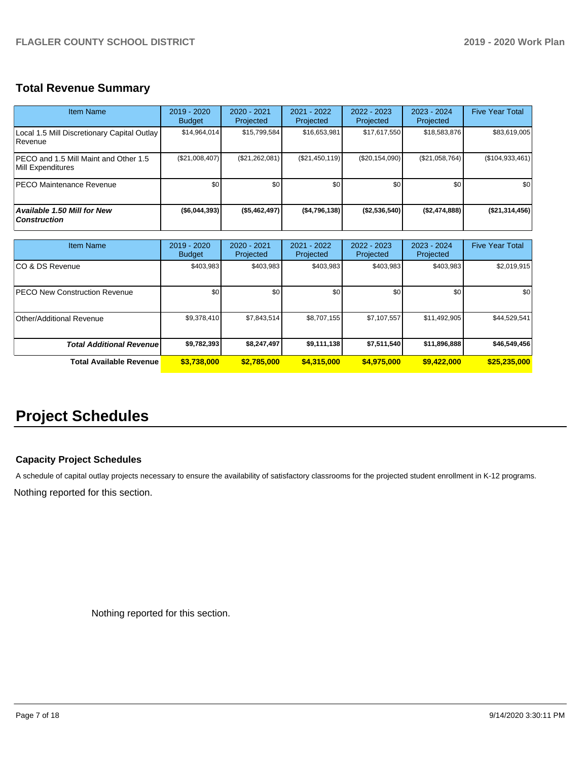## Total Revenue Summary

| Item Name | 2019 - 2020 Budget | 2020 - 2021 Projected | 2021 - 2022 Projected | 2022 - 2023 Projected | 2023 - 2024 Projected | Five Year Total |
|---|---|---|---|---|---|---|
| Local 1.5 Mill Discretionary Capital Outlay Revenue | $14,964,014 | $15,799,584 | $16,653,981 | $17,617,550 | $18,583,876 | $83,619,005 |
| PECO and 1.5 Mill Maint and Other 1.5 Mill Expenditures | ($21,008,407) | ($21,262,081) | ($21,450,119) | ($20,154,090) | ($21,058,764) | ($104,933,461) |
| PECO Maintenance Revenue | $0 | $0 | $0 | $0 | $0 | $0 |
| ***Available 1.50 Mill for New Construction*** | **($6,044,393)** | **($5,462,497)** | **($4,796,138)** | **($2,536,540)** | **($2,474,888)** | **($21,314,456)** |

| Item Name | 2019 - 2020 Budget | 2020 - 2021 Projected | 2021 - 2022 Projected | 2022 - 2023 Projected | 2023 - 2024 Projected | Five Year Total |
|---|---|---|---|---|---|---|
| CO & DS Revenue | $403,983 | $403,983 | $403,983 | $403,983 | $403,983 | $2,019,915 |
| PECO New Construction Revenue | $0 | $0 | $0 | $0 | $0 | $0 |
| Other/Additional Revenue | $9,378,410 | $7,843,514 | $8,707,155 | $7,107,557 | $11,492,905 | $44,529,541 |
| ***Total Additional Revenue*** | **$9,782,393** | **$8,247,497** | **$9,111,138** | **$7,511,540** | **$11,896,888** | **$46,549,456** |
| **Total Available Revenue** | **$3,738,000** | **$2,785,000** | **$4,315,000** | **$4,975,000** | **$9,422,000** | **$25,235,000** |

# Project Schedules

### Capacity Project Schedules

A schedule of capital outlay projects necessary to ensure the availability of satisfactory classrooms for the projected student enrollment in K-12 programs.

Nothing reported for this section.

Nothing reported for this section.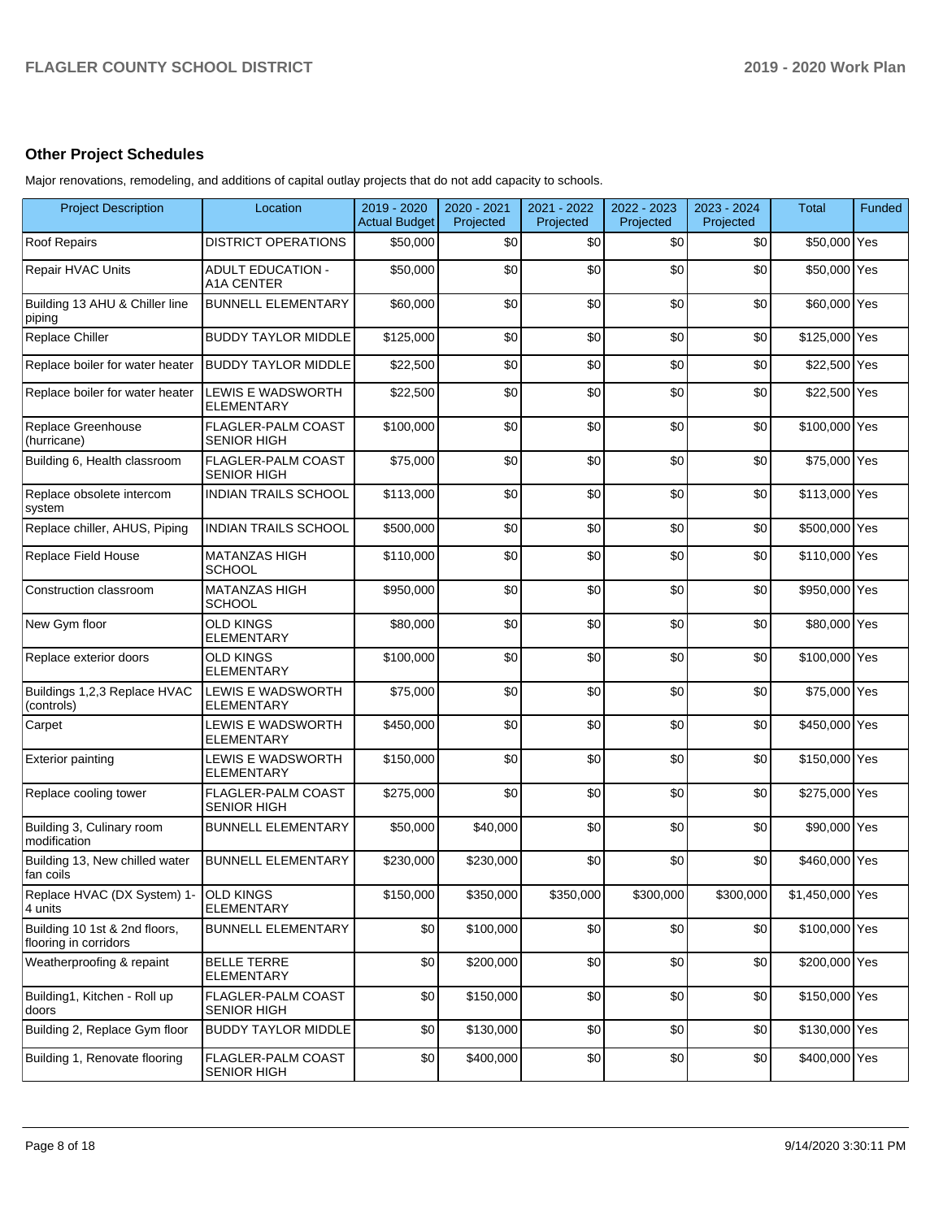## Other Project Schedules

Major renovations, remodeling, and additions of capital outlay projects that do not add capacity to schools.

| Project Description | Location | 2019 - 2020 Actual Budget | 2020 - 2021 Projected | 2021 - 2022 Projected | 2022 - 2023 Projected | 2023 - 2024 Projected | Total | Funded |
|---|---|---|---|---|---|---|---|---|
| Roof Repairs | DISTRICT OPERATIONS | $50,000 | $0 | $0 | $0 | $0 | $50,000 | Yes |
| Repair HVAC Units | ADULT EDUCATION - A1A CENTER | $50,000 | $0 | $0 | $0 | $0 | $50,000 | Yes |
| Building 13 AHU & Chiller line piping | BUNNELL ELEMENTARY | $60,000 | $0 | $0 | $0 | $0 | $60,000 | Yes |
| Replace Chiller | BUDDY TAYLOR MIDDLE | $125,000 | $0 | $0 | $0 | $0 | $125,000 | Yes |
| Replace boiler for water heater | BUDDY TAYLOR MIDDLE | $22,500 | $0 | $0 | $0 | $0 | $22,500 | Yes |
| Replace boiler for water heater | LEWIS E WADSWORTH ELEMENTARY | $22,500 | $0 | $0 | $0 | $0 | $22,500 | Yes |
| Replace Greenhouse (hurricane) | FLAGLER-PALM COAST SENIOR HIGH | $100,000 | $0 | $0 | $0 | $0 | $100,000 | Yes |
| Building 6, Health classroom | FLAGLER-PALM COAST SENIOR HIGH | $75,000 | $0 | $0 | $0 | $0 | $75,000 | Yes |
| Replace obsolete intercom system | INDIAN TRAILS SCHOOL | $113,000 | $0 | $0 | $0 | $0 | $113,000 | Yes |
| Replace chiller, AHUS, Piping | INDIAN TRAILS SCHOOL | $500,000 | $0 | $0 | $0 | $0 | $500,000 | Yes |
| Replace Field House | MATANZAS HIGH SCHOOL | $110,000 | $0 | $0 | $0 | $0 | $110,000 | Yes |
| Construction classroom | MATANZAS HIGH SCHOOL | $950,000 | $0 | $0 | $0 | $0 | $950,000 | Yes |
| New Gym floor | OLD KINGS ELEMENTARY | $80,000 | $0 | $0 | $0 | $0 | $80,000 | Yes |
| Replace exterior doors | OLD KINGS ELEMENTARY | $100,000 | $0 | $0 | $0 | $0 | $100,000 | Yes |
| Buildings 1,2,3 Replace HVAC (controls) | LEWIS E WADSWORTH ELEMENTARY | $75,000 | $0 | $0 | $0 | $0 | $75,000 | Yes |
| Carpet | LEWIS E WADSWORTH ELEMENTARY | $450,000 | $0 | $0 | $0 | $0 | $450,000 | Yes |
| Exterior painting | LEWIS E WADSWORTH ELEMENTARY | $150,000 | $0 | $0 | $0 | $0 | $150,000 | Yes |
| Replace cooling tower | FLAGLER-PALM COAST SENIOR HIGH | $275,000 | $0 | $0 | $0 | $0 | $275,000 | Yes |
| Building 3, Culinary room modification | BUNNELL ELEMENTARY | $50,000 | $40,000 | $0 | $0 | $0 | $90,000 | Yes |
| Building 13, New chilled water fan coils | BUNNELL ELEMENTARY | $230,000 | $230,000 | $0 | $0 | $0 | $460,000 | Yes |
| Replace HVAC (DX System) 1-4 units | OLD KINGS ELEMENTARY | $150,000 | $350,000 | $350,000 | $300,000 | $300,000 | $1,450,000 | Yes |
| Building 10 1st & 2nd floors, flooring in corridors | BUNNELL ELEMENTARY | $0 | $100,000 | $0 | $0 | $0 | $100,000 | Yes |
| Weatherproofing & repaint | BELLE TERRE ELEMENTARY | $0 | $200,000 | $0 | $0 | $0 | $200,000 | Yes |
| Building1, Kitchen - Roll up doors | FLAGLER-PALM COAST SENIOR HIGH | $0 | $150,000 | $0 | $0 | $0 | $150,000 | Yes |
| Building 2, Replace Gym floor | BUDDY TAYLOR MIDDLE | $0 | $130,000 | $0 | $0 | $0 | $130,000 | Yes |
| Building 1, Renovate flooring | FLAGLER-PALM COAST SENIOR HIGH | $0 | $400,000 | $0 | $0 | $0 | $400,000 | Yes |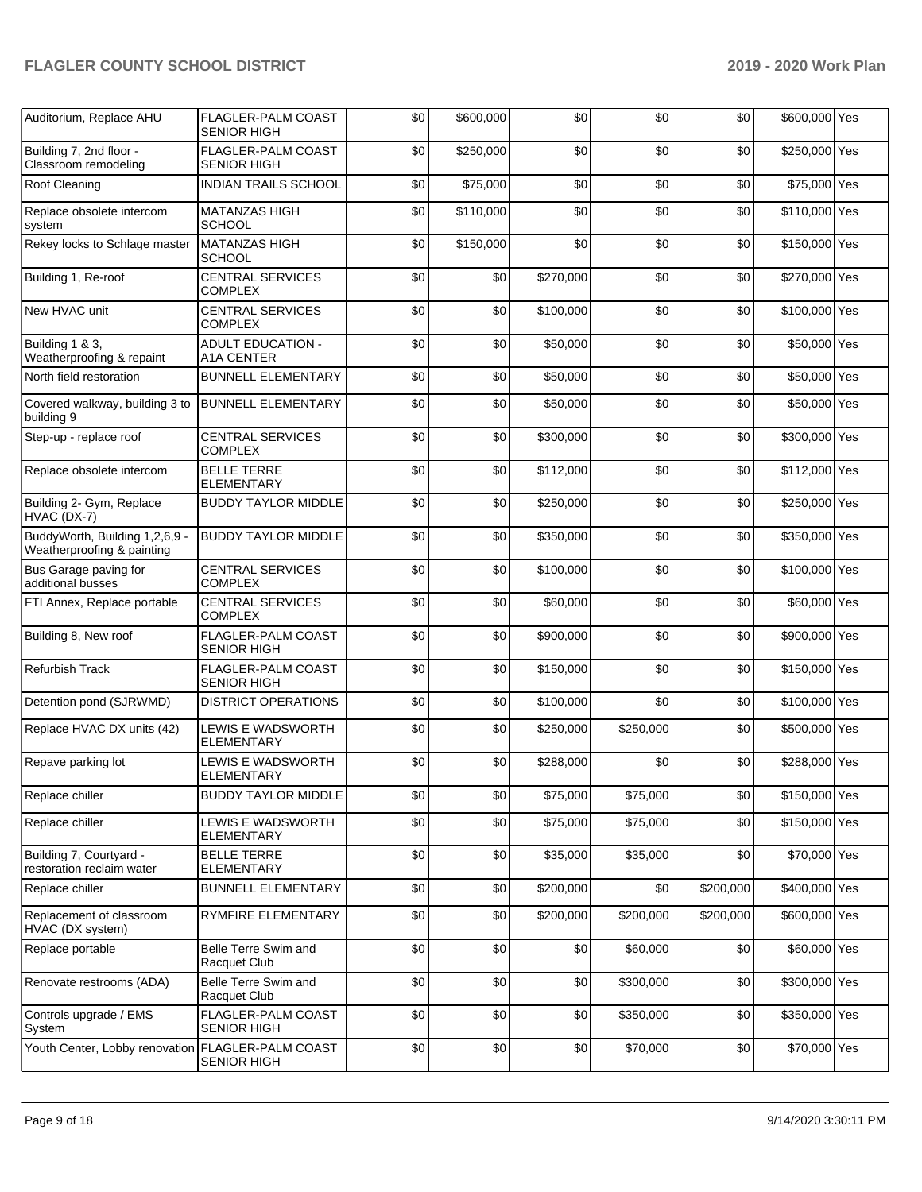| Auditorium, Replace AHU | FLAGLER-PALM COAST SENIOR HIGH | $0 | $600,000 | $0 | $0 | $0 | $600,000 | Yes |
|---|---|---|---|---|---|---|---|---|
| Building 7, 2nd floor - Classroom remodeling | FLAGLER-PALM COAST SENIOR HIGH | $0 | $250,000 | $0 | $0 | $0 | $250,000 | Yes |
| Roof Cleaning | INDIAN TRAILS SCHOOL | $0 | $75,000 | $0 | $0 | $0 | $75,000 | Yes |
| Replace obsolete intercom system | MATANZAS HIGH SCHOOL | $0 | $110,000 | $0 | $0 | $0 | $110,000 | Yes |
| Rekey locks to Schlage master | MATANZAS HIGH SCHOOL | $0 | $150,000 | $0 | $0 | $0 | $150,000 | Yes |
| Building 1, Re-roof | CENTRAL SERVICES COMPLEX | $0 | $0 | $270,000 | $0 | $0 | $270,000 | Yes |
| New HVAC unit | CENTRAL SERVICES COMPLEX | $0 | $0 | $100,000 | $0 | $0 | $100,000 | Yes |
| Building 1 & 3, Weatherproofing & repaint | ADULT EDUCATION - A1A CENTER | $0 | $0 | $50,000 | $0 | $0 | $50,000 | Yes |
| North field restoration | BUNNELL ELEMENTARY | $0 | $0 | $50,000 | $0 | $0 | $50,000 | Yes |
| Covered walkway, building 3 to building 9 | BUNNELL ELEMENTARY | $0 | $0 | $50,000 | $0 | $0 | $50,000 | Yes |
| Step-up - replace roof | CENTRAL SERVICES COMPLEX | $0 | $0 | $300,000 | $0 | $0 | $300,000 | Yes |
| Replace obsolete intercom | BELLE TERRE ELEMENTARY | $0 | $0 | $112,000 | $0 | $0 | $112,000 | Yes |
| Building 2- Gym, Replace HVAC (DX-7) | BUDDY TAYLOR MIDDLE | $0 | $0 | $250,000 | $0 | $0 | $250,000 | Yes |
| BuddyWorth, Building 1,2,6,9 - Weatherproofing & painting | BUDDY TAYLOR MIDDLE | $0 | $0 | $350,000 | $0 | $0 | $350,000 | Yes |
| Bus Garage paving for additional busses | CENTRAL SERVICES COMPLEX | $0 | $0 | $100,000 | $0 | $0 | $100,000 | Yes |
| FTI Annex, Replace portable | CENTRAL SERVICES COMPLEX | $0 | $0 | $60,000 | $0 | $0 | $60,000 | Yes |
| Building 8, New roof | FLAGLER-PALM COAST SENIOR HIGH | $0 | $0 | $900,000 | $0 | $0 | $900,000 | Yes |
| Refurbish Track | FLAGLER-PALM COAST SENIOR HIGH | $0 | $0 | $150,000 | $0 | $0 | $150,000 | Yes |
| Detention pond (SJRWMD) | DISTRICT OPERATIONS | $0 | $0 | $100,000 | $0 | $0 | $100,000 | Yes |
| Replace HVAC DX units (42) | LEWIS E WADSWORTH ELEMENTARY | $0 | $0 | $250,000 | $250,000 | $0 | $500,000 | Yes |
| Repave parking lot | LEWIS E WADSWORTH ELEMENTARY | $0 | $0 | $288,000 | $0 | $0 | $288,000 | Yes |
| Replace chiller | BUDDY TAYLOR MIDDLE | $0 | $0 | $75,000 | $75,000 | $0 | $150,000 | Yes |
| Replace chiller | LEWIS E WADSWORTH ELEMENTARY | $0 | $0 | $75,000 | $75,000 | $0 | $150,000 | Yes |
| Building 7, Courtyard - restoration reclaim water | BELLE TERRE ELEMENTARY | $0 | $0 | $35,000 | $35,000 | $0 | $70,000 | Yes |
| Replace chiller | BUNNELL ELEMENTARY | $0 | $0 | $200,000 | $0 | $200,000 | $400,000 | Yes |
| Replacement of classroom HVAC (DX system) | RYMFIRE ELEMENTARY | $0 | $0 | $200,000 | $200,000 | $200,000 | $600,000 | Yes |
| Replace portable | Belle Terre Swim and Racquet Club | $0 | $0 | $0 | $60,000 | $0 | $60,000 | Yes |
| Renovate restrooms (ADA) | Belle Terre Swim and Racquet Club | $0 | $0 | $0 | $300,000 | $0 | $300,000 | Yes |
| Controls upgrade / EMS System | FLAGLER-PALM COAST SENIOR HIGH | $0 | $0 | $0 | $350,000 | $0 | $350,000 | Yes |
| Youth Center, Lobby renovation | FLAGLER-PALM COAST SENIOR HIGH | $0 | $0 | $0 | $70,000 | $0 | $70,000 | Yes |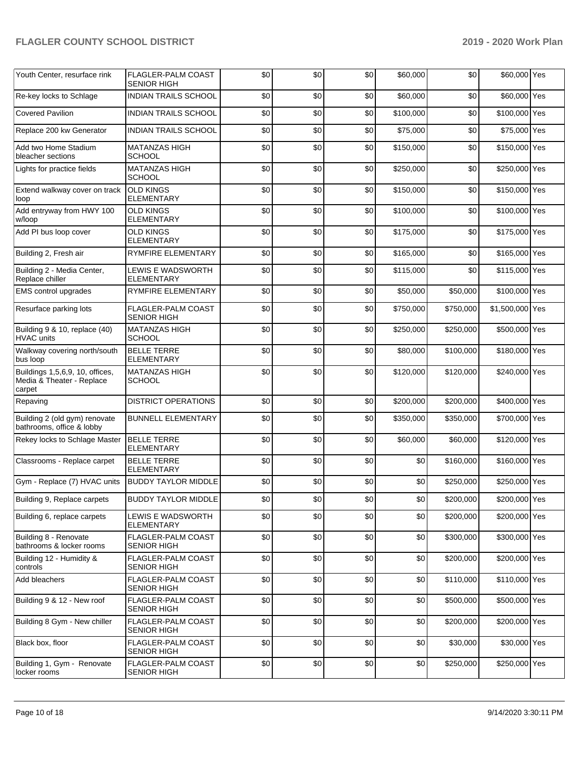| | | | | | | | | |
|---|---|---|---|---|---|---|---|---|
| Youth Center, resurface rink | FLAGLER-PALM COAST SENIOR HIGH | $0 | $0 | $0 | $60,000 | $0 | $60,000 | Yes |
| Re-key locks to Schlage | INDIAN TRAILS SCHOOL | $0 | $0 | $0 | $60,000 | $0 | $60,000 | Yes |
| Covered Pavilion | INDIAN TRAILS SCHOOL | $0 | $0 | $0 | $100,000 | $0 | $100,000 | Yes |
| Replace 200 kw Generator | INDIAN TRAILS SCHOOL | $0 | $0 | $0 | $75,000 | $0 | $75,000 | Yes |
| Add two Home Stadium bleacher sections | MATANZAS HIGH SCHOOL | $0 | $0 | $0 | $150,000 | $0 | $150,000 | Yes |
| Lights for practice fields | MATANZAS HIGH SCHOOL | $0 | $0 | $0 | $250,000 | $0 | $250,000 | Yes |
| Extend walkway cover on track loop | OLD KINGS ELEMENTARY | $0 | $0 | $0 | $150,000 | $0 | $150,000 | Yes |
| Add entryway from HWY 100 w/loop | OLD KINGS ELEMENTARY | $0 | $0 | $0 | $100,000 | $0 | $100,000 | Yes |
| Add PI bus loop cover | OLD KINGS ELEMENTARY | $0 | $0 | $0 | $175,000 | $0 | $175,000 | Yes |
| Building 2, Fresh air | RYMFIRE ELEMENTARY | $0 | $0 | $0 | $165,000 | $0 | $165,000 | Yes |
| Building 2 - Media Center, Replace chiller | LEWIS E WADSWORTH ELEMENTARY | $0 | $0 | $0 | $115,000 | $0 | $115,000 | Yes |
| EMS control upgrades | RYMFIRE ELEMENTARY | $0 | $0 | $0 | $50,000 | $50,000 | $100,000 | Yes |
| Resurface parking lots | FLAGLER-PALM COAST SENIOR HIGH | $0 | $0 | $0 | $750,000 | $750,000 | $1,500,000 | Yes |
| Building 9 & 10, replace (40) HVAC units | MATANZAS HIGH SCHOOL | $0 | $0 | $0 | $250,000 | $250,000 | $500,000 | Yes |
| Walkway covering north/south bus loop | BELLE TERRE ELEMENTARY | $0 | $0 | $0 | $80,000 | $100,000 | $180,000 | Yes |
| Buildings 1,5,6,9, 10, offices, Media & Theater - Replace carpet | MATANZAS HIGH SCHOOL | $0 | $0 | $0 | $120,000 | $120,000 | $240,000 | Yes |
| Repaving | DISTRICT OPERATIONS | $0 | $0 | $0 | $200,000 | $200,000 | $400,000 | Yes |
| Building 2 (old gym) renovate bathrooms, office & lobby | BUNNELL ELEMENTARY | $0 | $0 | $0 | $350,000 | $350,000 | $700,000 | Yes |
| Rekey locks to Schlage Master | BELLE TERRE ELEMENTARY | $0 | $0 | $0 | $60,000 | $60,000 | $120,000 | Yes |
| Classrooms - Replace carpet | BELLE TERRE ELEMENTARY | $0 | $0 | $0 | $0 | $160,000 | $160,000 | Yes |
| Gym - Replace (7) HVAC units | BUDDY TAYLOR MIDDLE | $0 | $0 | $0 | $0 | $250,000 | $250,000 | Yes |
| Building 9, Replace carpets | BUDDY TAYLOR MIDDLE | $0 | $0 | $0 | $0 | $200,000 | $200,000 | Yes |
| Building 6, replace carpets | LEWIS E WADSWORTH ELEMENTARY | $0 | $0 | $0 | $0 | $200,000 | $200,000 | Yes |
| Building 8 - Renovate bathrooms & locker rooms | FLAGLER-PALM COAST SENIOR HIGH | $0 | $0 | $0 | $0 | $300,000 | $300,000 | Yes |
| Building 12 - Humidity & controls | FLAGLER-PALM COAST SENIOR HIGH | $0 | $0 | $0 | $0 | $200,000 | $200,000 | Yes |
| Add bleachers | FLAGLER-PALM COAST SENIOR HIGH | $0 | $0 | $0 | $0 | $110,000 | $110,000 | Yes |
| Building 9 & 12 - New roof | FLAGLER-PALM COAST SENIOR HIGH | $0 | $0 | $0 | $0 | $500,000 | $500,000 | Yes |
| Building 8 Gym - New chiller | FLAGLER-PALM COAST SENIOR HIGH | $0 | $0 | $0 | $0 | $200,000 | $200,000 | Yes |
| Black box, floor | FLAGLER-PALM COAST SENIOR HIGH | $0 | $0 | $0 | $0 | $30,000 | $30,000 | Yes |
| Building 1, Gym - Renovate locker rooms | FLAGLER-PALM COAST SENIOR HIGH | $0 | $0 | $0 | $0 | $250,000 | $250,000 | Yes |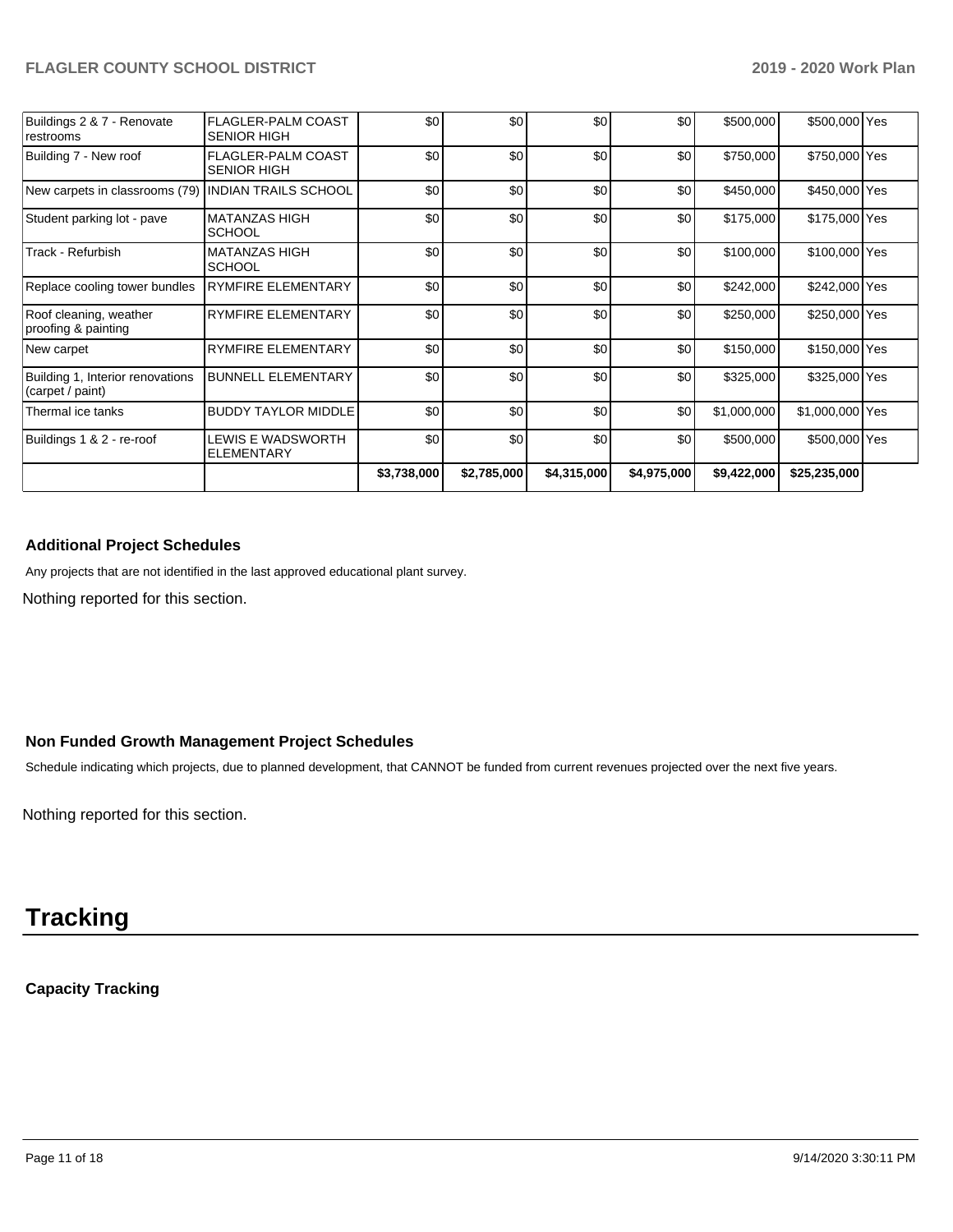| | | | | | | | | |
|---|---|---|---|---|---|---|---|---|
| Buildings 2 & 7 - Renovate restrooms | FLAGLER-PALM COAST SENIOR HIGH | $0 | $0 | $0 | $0 | $500,000 | $500,000 | Yes |
| Building 7 - New roof | FLAGLER-PALM COAST SENIOR HIGH | $0 | $0 | $0 | $0 | $750,000 | $750,000 | Yes |
| New carpets in classrooms (79) | INDIAN TRAILS SCHOOL | $0 | $0 | $0 | $0 | $450,000 | $450,000 | Yes |
| Student parking lot - pave | MATANZAS HIGH SCHOOL | $0 | $0 | $0 | $0 | $175,000 | $175,000 | Yes |
| Track - Refurbish | MATANZAS HIGH SCHOOL | $0 | $0 | $0 | $0 | $100,000 | $100,000 | Yes |
| Replace cooling tower bundles | RYMFIRE ELEMENTARY | $0 | $0 | $0 | $0 | $242,000 | $242,000 | Yes |
| Roof cleaning, weather proofing & painting | RYMFIRE ELEMENTARY | $0 | $0 | $0 | $0 | $250,000 | $250,000 | Yes |
| New carpet | RYMFIRE ELEMENTARY | $0 | $0 | $0 | $0 | $150,000 | $150,000 | Yes |
| Building 1, Interior renovations (carpet / paint) | BUNNELL ELEMENTARY | $0 | $0 | $0 | $0 | $325,000 | $325,000 | Yes |
| Thermal ice tanks | BUDDY TAYLOR MIDDLE | $0 | $0 | $0 | $0 | $1,000,000 | $1,000,000 | Yes |
| Buildings 1 & 2 - re-roof | LEWIS E WADSWORTH ELEMENTARY | $0 | $0 | $0 | $0 | $500,000 | $500,000 | Yes |
| | | $3,738,000 | $2,785,000 | $4,315,000 | $4,975,000 | $9,422,000 | $25,235,000 | |

### Additional Project Schedules

Any projects that are not identified in the last approved educational plant survey.

Nothing reported for this section.

### Non Funded Growth Management Project Schedules

Schedule indicating which projects, due to planned development, that CANNOT be funded from current revenues projected over the next five years.

Nothing reported for this section.

# Tracking

### Capacity Tracking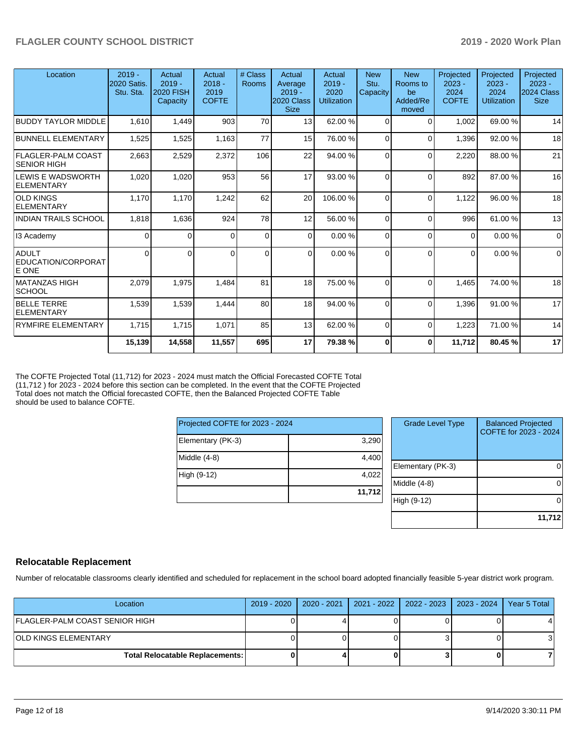| Location | 2019 - 2020 Satis. Stu. Sta. | Actual 2019 - 2020 FISH Capacity | Actual 2018 - 2019 COFTE | # Class Rooms | Actual Average 2019 - 2020 Class Size | Actual 2019 - 2020 Utilization | New Stu. Capacity | New Rooms to be Added/Re moved | Projected 2023 - 2024 COFTE | Projected 2023 - 2024 Utilization | Projected 2023 - 2024 Class Size |
|---|---|---|---|---|---|---|---|---|---|---|---|
| BUDDY TAYLOR MIDDLE | 1,610 | 1,449 | 903 | 70 | 13 | 62.00 % | 0 | 0 | 1,002 | 69.00 % | 14 |
| BUNNELL ELEMENTARY | 1,525 | 1,525 | 1,163 | 77 | 15 | 76.00 % | 0 | 0 | 1,396 | 92.00 % | 18 |
| FLAGLER-PALM COAST SENIOR HIGH | 2,663 | 2,529 | 2,372 | 106 | 22 | 94.00 % | 0 | 0 | 2,220 | 88.00 % | 21 |
| LEWIS E WADSWORTH ELEMENTARY | 1,020 | 1,020 | 953 | 56 | 17 | 93.00 % | 0 | 0 | 892 | 87.00 % | 16 |
| OLD KINGS ELEMENTARY | 1,170 | 1,170 | 1,242 | 62 | 20 | 106.00 % | 0 | 0 | 1,122 | 96.00 % | 18 |
| INDIAN TRAILS SCHOOL | 1,818 | 1,636 | 924 | 78 | 12 | 56.00 % | 0 | 0 | 996 | 61.00 % | 13 |
| I3 Academy | 0 | 0 | 0 | 0 | 0 | 0.00 % | 0 | 0 | 0 | 0.00 % | 0 |
| ADULT EDUCATION/CORPORATE ONE | 0 | 0 | 0 | 0 | 0 | 0.00 % | 0 | 0 | 0 | 0.00 % | 0 |
| MATANZAS HIGH SCHOOL | 2,079 | 1,975 | 1,484 | 81 | 18 | 75.00 % | 0 | 0 | 1,465 | 74.00 % | 18 |
| BELLE TERRE ELEMENTARY | 1,539 | 1,539 | 1,444 | 80 | 18 | 94.00 % | 0 | 0 | 1,396 | 91.00 % | 17 |
| RYMFIRE ELEMENTARY | 1,715 | 1,715 | 1,071 | 85 | 13 | 62.00 % | 0 | 0 | 1,223 | 71.00 % | 14 |
| | **15,139** | **14,558** | **11,557** | **695** | **17** | **79.38 %** | **0** | **0** | **11,712** | **80.45 %** | **17** |

The COFTE Projected Total (11,712) for 2023 - 2024 must match the Official Forecasted COFTE Total (11,712 ) for 2023 - 2024 before this section can be completed. In the event that the COFTE Projected Total does not match the Official forecasted COFTE, then the Balanced Projected COFTE Table should be used to balance COFTE.

| Projected COFTE for 2023 - 2024 | |
|---|---|
| Elementary (PK-3) | 3,290 |
| Middle (4-8) | 4,400 |
| High (9-12) | 4,022 |
| | **11,712** |

| Grade Level Type | Balanced Projected COFTE for 2023 - 2024 |
|---|---|
| Elementary (PK-3) | 0 |
| Middle (4-8) | 0 |
| High (9-12) | 0 |
| | **11,712** |

## Relocatable Replacement

Number of relocatable classrooms clearly identified and scheduled for replacement in the school board adopted financially feasible 5-year district work program.

| Location | 2019 - 2020 | 2020 - 2021 | 2021 - 2022 | 2022 - 2023 | 2023 - 2024 | Year 5 Total |
|---|---|---|---|---|---|---|
| FLAGLER-PALM COAST SENIOR HIGH | 0 | 4 | 0 | 0 | 0 | 4 |
| OLD KINGS ELEMENTARY | 0 | 0 | 0 | 3 | 0 | 3 |
| **Total Relocatable Replacements:** | **0** | **4** | **0** | **3** | **0** | **7** |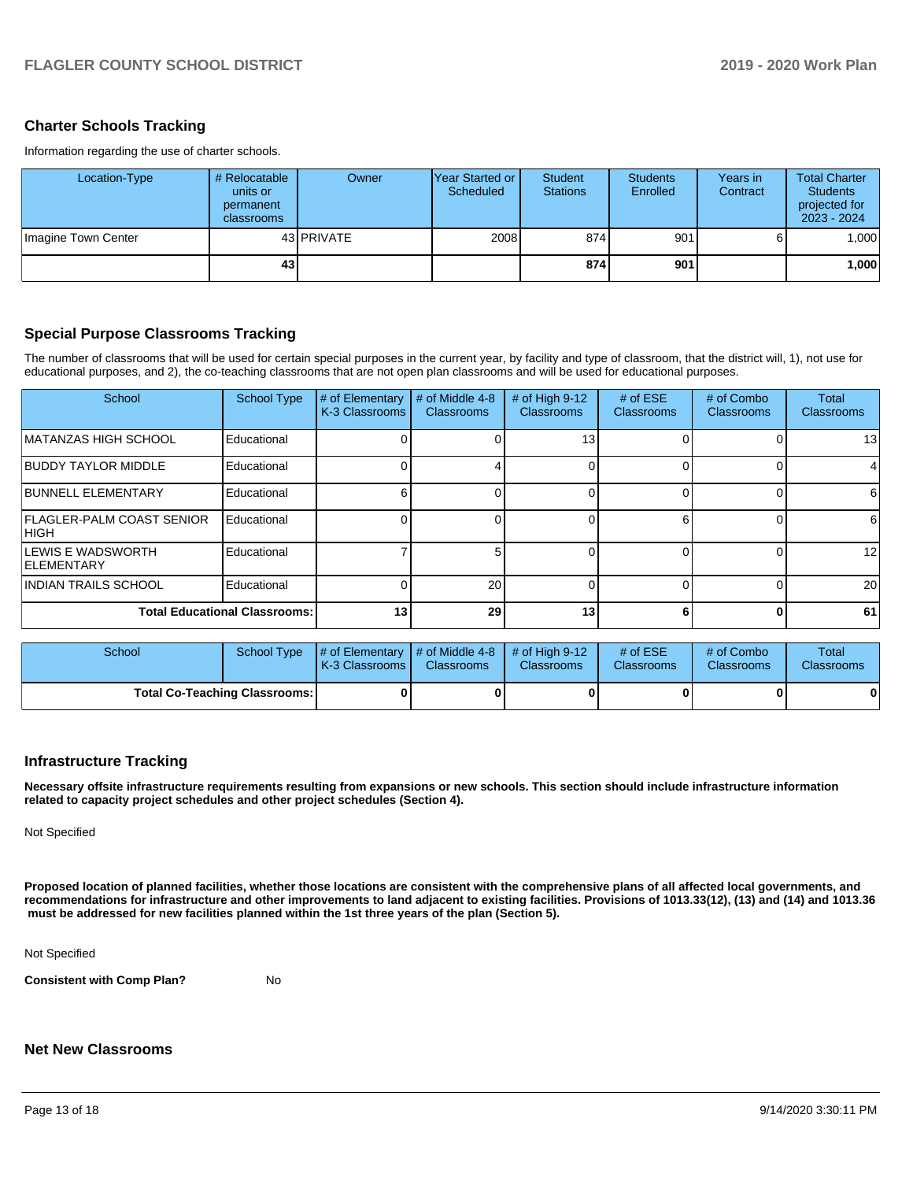## Charter Schools Tracking

Information regarding the use of charter schools.

| Location-Type | # Relocatable units or permanent classrooms | Owner | Year Started or Scheduled | Student Stations | Students Enrolled | Years in Contract | Total Charter Students projected for 2023 - 2024 |
|---|---|---|---|---|---|---|---|
| Imagine Town Center | 43 | PRIVATE | 2008 | 874 | 901 | 6 | 1,000 |
| | **43** | | | **874** | **901** | | **1,000** |

## Special Purpose Classrooms Tracking

The number of classrooms that will be used for certain special purposes in the current year, by facility and type of classroom, that the district will, 1), not use for educational purposes, and 2), the co-teaching classrooms that are not open plan classrooms and will be used for educational purposes.

| School | School Type | # of Elementary K-3 Classrooms | # of Middle 4-8 Classrooms | # of High 9-12 Classrooms | # of ESE Classrooms | # of Combo Classrooms | Total Classrooms |
|---|---|---|---|---|---|---|---|
| MATANZAS HIGH SCHOOL | Educational | 0 | 0 | 13 | 0 | 0 | 13 |
| BUDDY TAYLOR MIDDLE | Educational | 0 | 4 | 0 | 0 | 0 | 4 |
| BUNNELL ELEMENTARY | Educational | 6 | 0 | 0 | 0 | 0 | 6 |
| FLAGLER-PALM COAST SENIOR HIGH | Educational | 0 | 0 | 0 | 6 | 0 | 6 |
| LEWIS E WADSWORTH ELEMENTARY | Educational | 7 | 5 | 0 | 0 | 0 | 12 |
| INDIAN TRAILS SCHOOL | Educational | 0 | 20 | 0 | 0 | 0 | 20 |
| **Total Educational Classrooms:** | | **13** | **29** | **13** | **6** | **0** | **61** |

| School | School Type | # of Elementary K-3 Classrooms | # of Middle 4-8 Classrooms | # of High 9-12 Classrooms | # of ESE Classrooms | # of Combo Classrooms | Total Classrooms |
|---|---|---|---|---|---|---|---|
| **Total Co-Teaching Classrooms:** | | **0** | **0** | **0** | **0** | **0** | **0** |

## Infrastructure Tracking

**Necessary offsite infrastructure requirements resulting from expansions or new schools. This section should include infrastructure information related to capacity project schedules and other project schedules (Section 4).**

Not Specified

**Proposed location of planned facilities, whether those locations are consistent with the comprehensive plans of all affected local governments, and recommendations for infrastructure and other improvements to land adjacent to existing facilities. Provisions of 1013.33(12), (13) and (14) and 1013.36 must be addressed for new facilities planned within the 1st three years of the plan (Section 5).**

Not Specified

**Consistent with Comp Plan?** No

## Net New Classrooms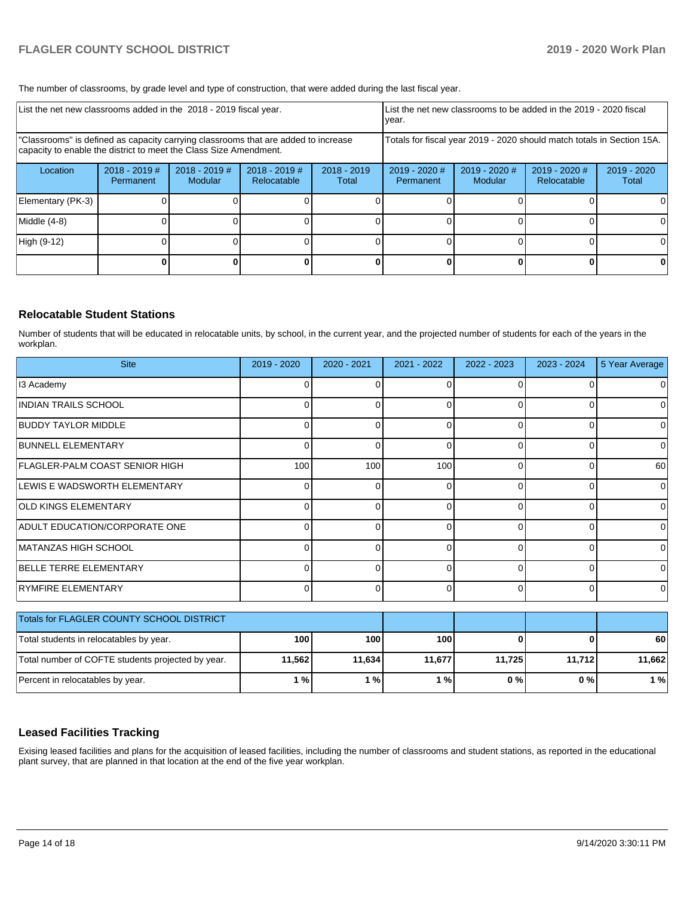The number of classrooms, by grade level and type of construction, that were added during the last fiscal year.

| List the net new classrooms added in the 2018 - 2019 fiscal year. | | | | | List the net new classrooms to be added in the 2019 - 2020 fiscal year. | | | |
|---|---|---|---|---|---|---|---|---|
| "Classrooms" is defined as capacity carrying classrooms that are added to increase capacity to enable the district to meet the Class Size Amendment. | | | | | Totals for fiscal year 2019 - 2020 should match totals in Section 15A. | | | |
| Location | 2018 - 2019 # Permanent | 2018 - 2019 # Modular | 2018 - 2019 # Relocatable | 2018 - 2019 Total | 2019 - 2020 # Permanent | 2019 - 2020 # Modular | 2019 - 2020 # Relocatable | 2019 - 2020 Total |
| Elementary (PK-3) | 0 | 0 | 0 | 0 | 0 | 0 | 0 | 0 |
| Middle (4-8) | 0 | 0 | 0 | 0 | 0 | 0 | 0 | 0 |
| High (9-12) | 0 | 0 | 0 | 0 | 0 | 0 | 0 | 0 |
| | **0** | **0** | **0** | **0** | **0** | **0** | **0** | **0** |

## Relocatable Student Stations

Number of students that will be educated in relocatable units, by school, in the current year, and the projected number of students for each of the years in the workplan.

| Site | 2019 - 2020 | 2020 - 2021 | 2021 - 2022 | 2022 - 2023 | 2023 - 2024 | 5 Year Average |
|---|---|---|---|---|---|---|
| I3 Academy | 0 | 0 | 0 | 0 | 0 | 0 |
| INDIAN TRAILS SCHOOL | 0 | 0 | 0 | 0 | 0 | 0 |
| BUDDY TAYLOR MIDDLE | 0 | 0 | 0 | 0 | 0 | 0 |
| BUNNELL ELEMENTARY | 0 | 0 | 0 | 0 | 0 | 0 |
| FLAGLER-PALM COAST SENIOR HIGH | 100 | 100 | 100 | 0 | 0 | 60 |
| LEWIS E WADSWORTH ELEMENTARY | 0 | 0 | 0 | 0 | 0 | 0 |
| OLD KINGS ELEMENTARY | 0 | 0 | 0 | 0 | 0 | 0 |
| ADULT EDUCATION/CORPORATE ONE | 0 | 0 | 0 | 0 | 0 | 0 |
| MATANZAS HIGH SCHOOL | 0 | 0 | 0 | 0 | 0 | 0 |
| BELLE TERRE ELEMENTARY | 0 | 0 | 0 | 0 | 0 | 0 |
| RYMFIRE ELEMENTARY | 0 | 0 | 0 | 0 | 0 | 0 |

| Totals for FLAGLER COUNTY SCHOOL DISTRICT | | | | | | |
|---|---|---|---|---|---|---|
| Total students in relocatables by year. | **100** | **100** | **100** | **0** | **0** | **60** |
| Total number of COFTE students projected by year. | **11,562** | **11,634** | **11,677** | **11,725** | **11,712** | **11,662** |
| Percent in relocatables by year. | **1 %** | **1 %** | **1 %** | **0 %** | **0 %** | **1 %** |

## Leased Facilities Tracking

Exising leased facilities and plans for the acquisition of leased facilities, including the number of classrooms and student stations, as reported in the educational plant survey, that are planned in that location at the end of the five year workplan.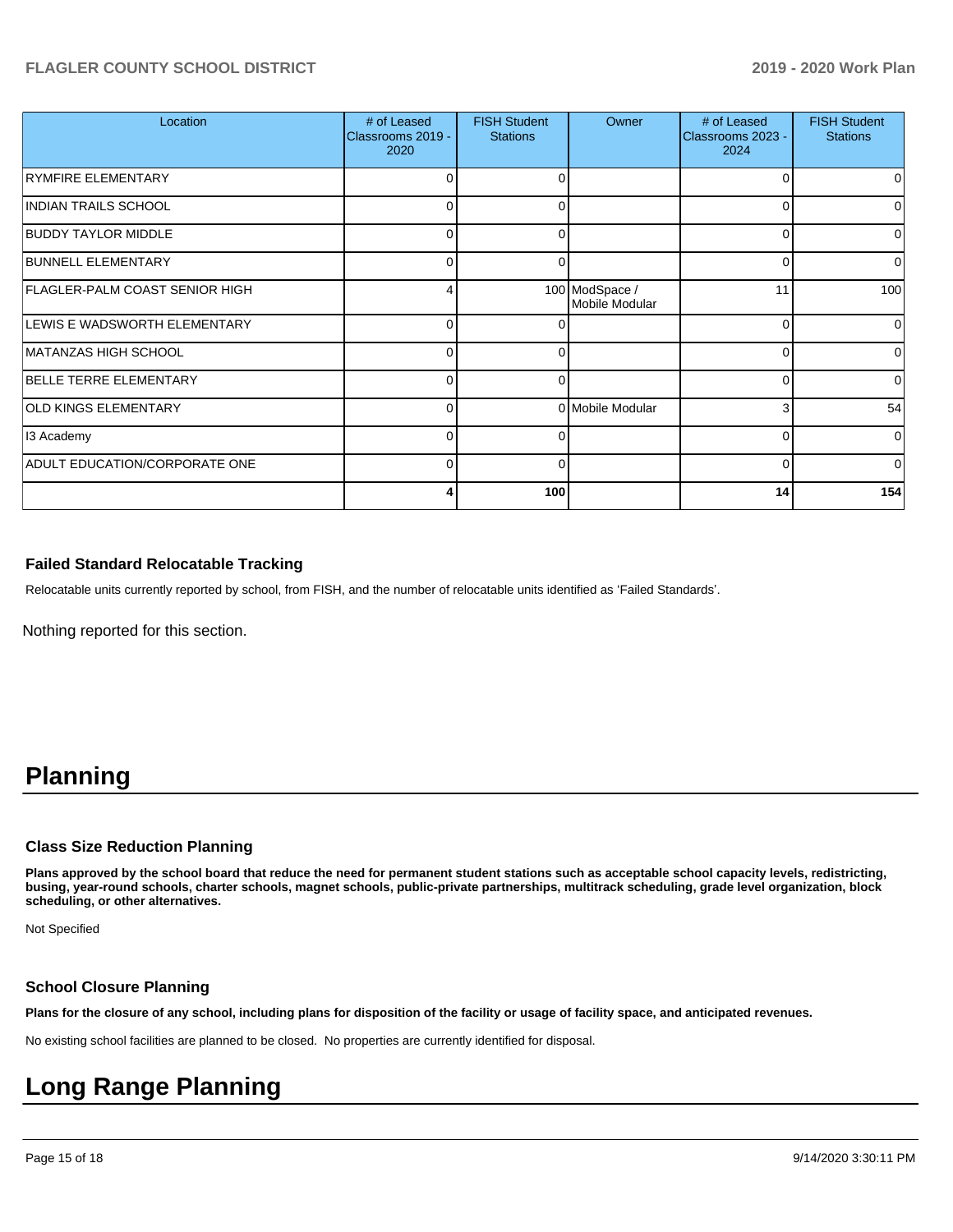| Location | # of Leased Classrooms 2019 - 2020 | FISH Student Stations | Owner | # of Leased Classrooms 2023 - 2024 | FISH Student Stations |
|---|---|---|---|---|---|
| RYMFIRE ELEMENTARY | 0 | 0 | | 0 | 0 |
| INDIAN TRAILS SCHOOL | 0 | 0 | | 0 | 0 |
| BUDDY TAYLOR MIDDLE | 0 | 0 | | 0 | 0 |
| BUNNELL ELEMENTARY | 0 | 0 | | 0 | 0 |
| FLAGLER-PALM COAST SENIOR HIGH | 4 | 100 | ModSpace / Mobile Modular | 11 | 100 |
| LEWIS E WADSWORTH ELEMENTARY | 0 | 0 | | 0 | 0 |
| MATANZAS HIGH SCHOOL | 0 | 0 | | 0 | 0 |
| BELLE TERRE ELEMENTARY | 0 | 0 | | 0 | 0 |
| OLD KINGS ELEMENTARY | 0 | 0 | Mobile Modular | 3 | 54 |
| I3 Academy | 0 | 0 | | 0 | 0 |
| ADULT EDUCATION/CORPORATE ONE | 0 | 0 | | 0 | 0 |
| | **4** | **100** | | **14** | **154** |

### Failed Standard Relocatable Tracking

Relocatable units currently reported by school, from FISH, and the number of relocatable units identified as 'Failed Standards'.

Nothing reported for this section.

# Planning

### Class Size Reduction Planning

**Plans approved by the school board that reduce the need for permanent student stations such as acceptable school capacity levels, redistricting, busing, year-round schools, charter schools, magnet schools, public-private partnerships, multitrack scheduling, grade level organization, block scheduling, or other alternatives.**

Not Specified

### School Closure Planning

**Plans for the closure of any school, including plans for disposition of the facility or usage of facility space, and anticipated revenues.**

No existing school facilities are planned to be closed. No properties are currently identified for disposal.

# Long Range Planning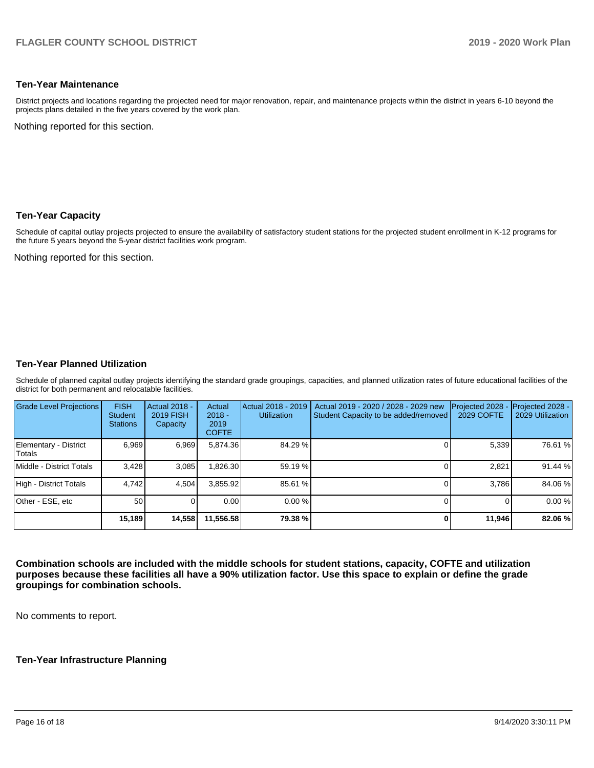### Ten-Year Maintenance

District projects and locations regarding the projected need for major renovation, repair, and maintenance projects within the district in years 6-10 beyond the projects plans detailed in the five years covered by the work plan.

Nothing reported for this section.

### Ten-Year Capacity

Schedule of capital outlay projects projected to ensure the availability of satisfactory student stations for the projected student enrollment in K-12 programs for the future 5 years beyond the 5-year district facilities work program.

Nothing reported for this section.

### Ten-Year Planned Utilization

Schedule of planned capital outlay projects identifying the standard grade groupings, capacities, and planned utilization rates of future educational facilities of the district for both permanent and relocatable facilities.

| Grade Level Projections | FISH Student Stations | Actual 2018 - 2019 FISH Capacity | Actual 2018 - 2019 COFTE | Actual 2018 - 2019 Utilization | Actual 2019 - 2020 / 2028 - 2029 new Student Capacity to be added/removed | Projected 2028 - 2029 COFTE | Projected 2028 - 2029 Utilization |
|---|---|---|---|---|---|---|---|
| Elementary - District Totals | 6,969 | 6,969 | 5,874.36 | 84.29 % | 0 | 5,339 | 76.61 % |
| Middle - District Totals | 3,428 | 3,085 | 1,826.30 | 59.19 % | 0 | 2,821 | 91.44 % |
| High - District Totals | 4,742 | 4,504 | 3,855.92 | 85.61 % | 0 | 3,786 | 84.06 % |
| Other - ESE, etc | 50 | 0 | 0.00 | 0.00 % | 0 | 0 | 0.00 % |
| | **15,189** | **14,558** | **11,556.58** | **79.38 %** | **0** | **11,946** | **82.06 %** |

**Combination schools are included with the middle schools for student stations, capacity, COFTE and utilization purposes because these facilities all have a 90% utilization factor. Use this space to explain or define the grade groupings for combination schools.**

No comments to report.

### Ten-Year Infrastructure Planning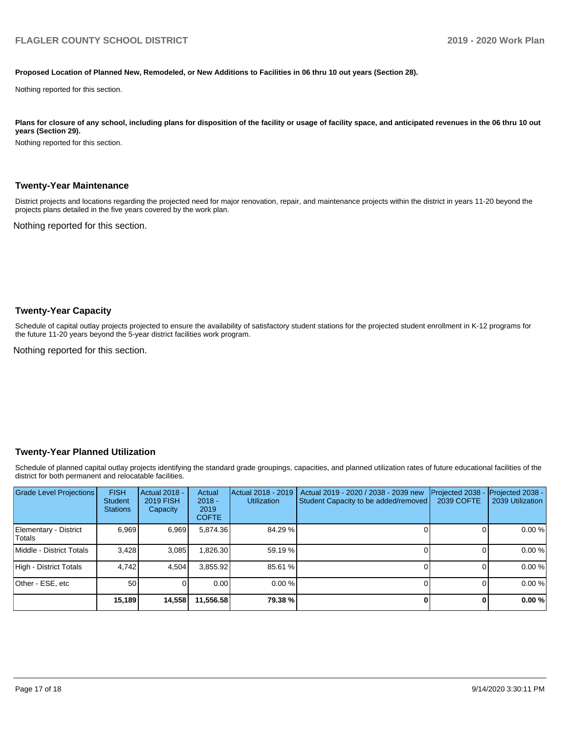**Proposed Location of Planned New, Remodeled, or New Additions to Facilities in 06 thru 10 out years (Section 28).**

Nothing reported for this section.

**Plans for closure of any school, including plans for disposition of the facility or usage of facility space, and anticipated revenues in the 06 thru 10 out years (Section 29).**

Nothing reported for this section.

## Twenty-Year Maintenance

District projects and locations regarding the projected need for major renovation, repair, and maintenance projects within the district in years 11-20 beyond the projects plans detailed in the five years covered by the work plan.

Nothing reported for this section.

## Twenty-Year Capacity

Schedule of capital outlay projects projected to ensure the availability of satisfactory student stations for the projected student enrollment in K-12 programs for the future 11-20 years beyond the 5-year district facilities work program.

Nothing reported for this section.

## Twenty-Year Planned Utilization

Schedule of planned capital outlay projects identifying the standard grade groupings, capacities, and planned utilization rates of future educational facilities of the district for both permanent and relocatable facilities.

| Grade Level Projections | FISH Student Stations | Actual 2018 - 2019 FISH Capacity | Actual 2018 - 2019 COFTE | Actual 2018 - 2019 Utilization | Actual 2019 - 2020 / 2038 - 2039 new Student Capacity to be added/removed | Projected 2038 - 2039 COFTE | Projected 2038 - 2039 Utilization |
|---|---|---|---|---|---|---|---|
| Elementary - District Totals | 6,969 | 6,969 | 5,874.36 | 84.29 % | 0 | 0 | 0.00 % |
| Middle - District Totals | 3,428 | 3,085 | 1,826.30 | 59.19 % | 0 | 0 | 0.00 % |
| High - District Totals | 4,742 | 4,504 | 3,855.92 | 85.61 % | 0 | 0 | 0.00 % |
| Other - ESE, etc | 50 | 0 | 0.00 | 0.00 % | 0 | 0 | 0.00 % |
| | **15,189** | **14,558** | **11,556.58** | **79.38 %** | **0** | **0** | **0.00 %** |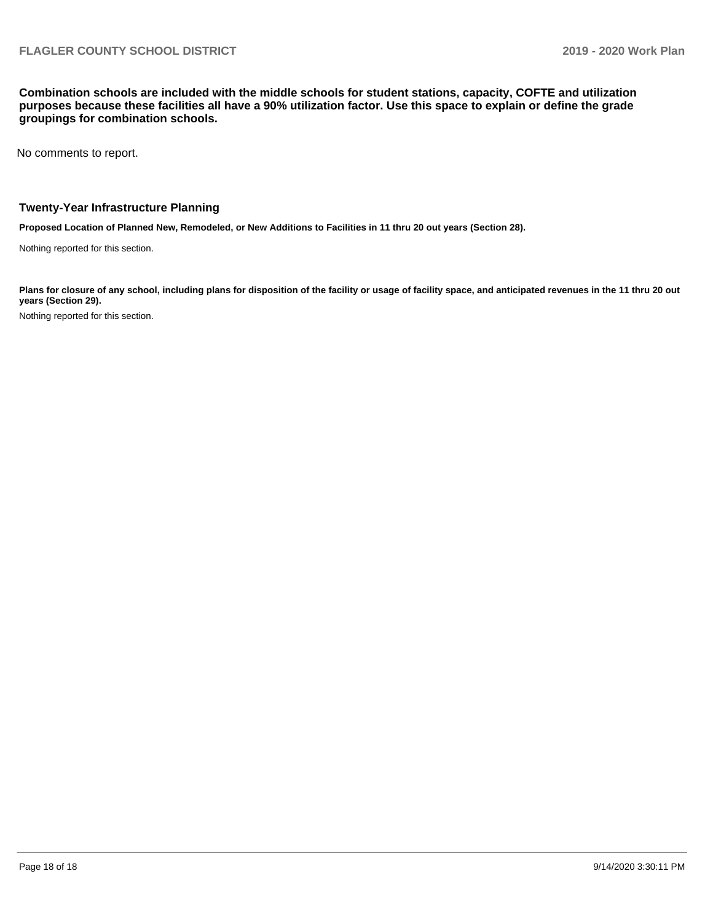**Combination schools are included with the middle schools for student stations, capacity, COFTE and utilization purposes because these facilities all have a 90% utilization factor. Use this space to explain or define the grade groupings for combination schools.**

No comments to report.

## Twenty-Year Infrastructure Planning

**Proposed Location of Planned New, Remodeled, or New Additions to Facilities in 11 thru 20 out years (Section 28).**

Nothing reported for this section.

**Plans for closure of any school, including plans for disposition of the facility or usage of facility space, and anticipated revenues in the 11 thru 20 out years (Section 29).**

Nothing reported for this section.